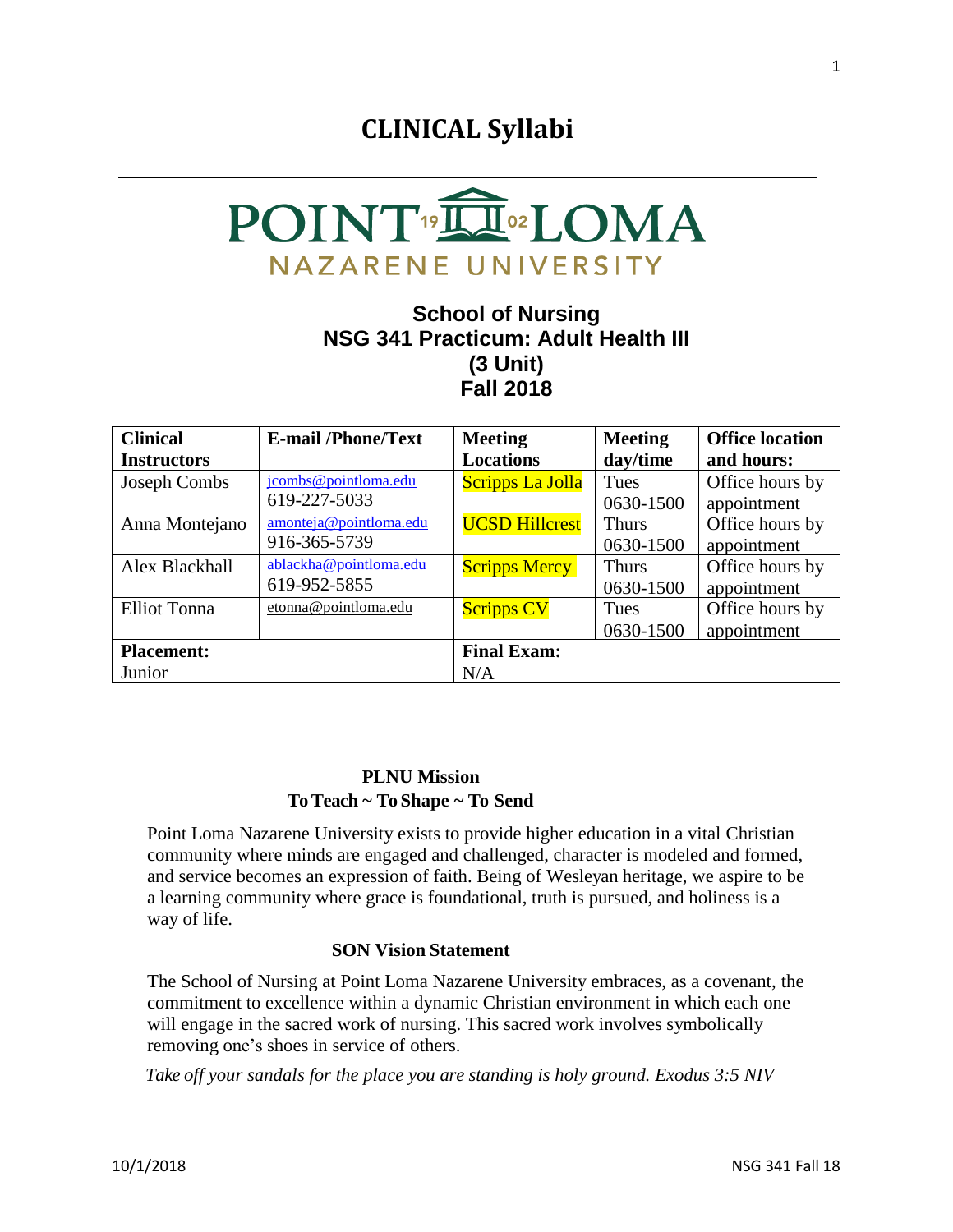# CLINICAL Syllabi

POINT LOMA
NAZARENE UNIVERSITY

## School of Nursing
## NSG 341 Practicum: Adult Health III
## (3 Unit)
## Fall 2018

| Clinical Instructors | E-mail /Phone/Text | Meeting Locations | Meeting day/time | Office location and hours: |
|---|---|---|---|---|
| Joseph Combs | jcombs@pointloma.edu 619-227-5033 | Scripps La Jolla | Tues 0630-1500 | Office hours by appointment |
| Anna Montejano | amonteja@pointloma.edu 916-365-5739 | UCSD Hillcrest | Thurs 0630-1500 | Office hours by appointment |
| Alex Blackhall | ablackha@pointloma.edu 619-952-5855 | Scripps Mercy | Thurs 0630-1500 | Office hours by appointment |
| Elliot Tonna | etonna@pointloma.edu | Scripps CV | Tues 0630-1500 | Office hours by appointment |
| **Placement:** Junior | | **Final Exam:** N/A | | |

**PLNU Mission**
**To Teach ~ To Shape ~ To Send**

Point Loma Nazarene University exists to provide higher education in a vital Christian community where minds are engaged and challenged, character is modeled and formed, and service becomes an expression of faith. Being of Wesleyan heritage, we aspire to be a learning community where grace is foundational, truth is pursued, and holiness is a way of life.

**SON Vision Statement**

The School of Nursing at Point Loma Nazarene University embraces, as a covenant, the commitment to excellence within a dynamic Christian environment in which each one will engage in the sacred work of nursing. This sacred work involves symbolically removing one's shoes in service of others.

*Take off your sandals for the place you are standing is holy ground. Exodus 3:5 NIV*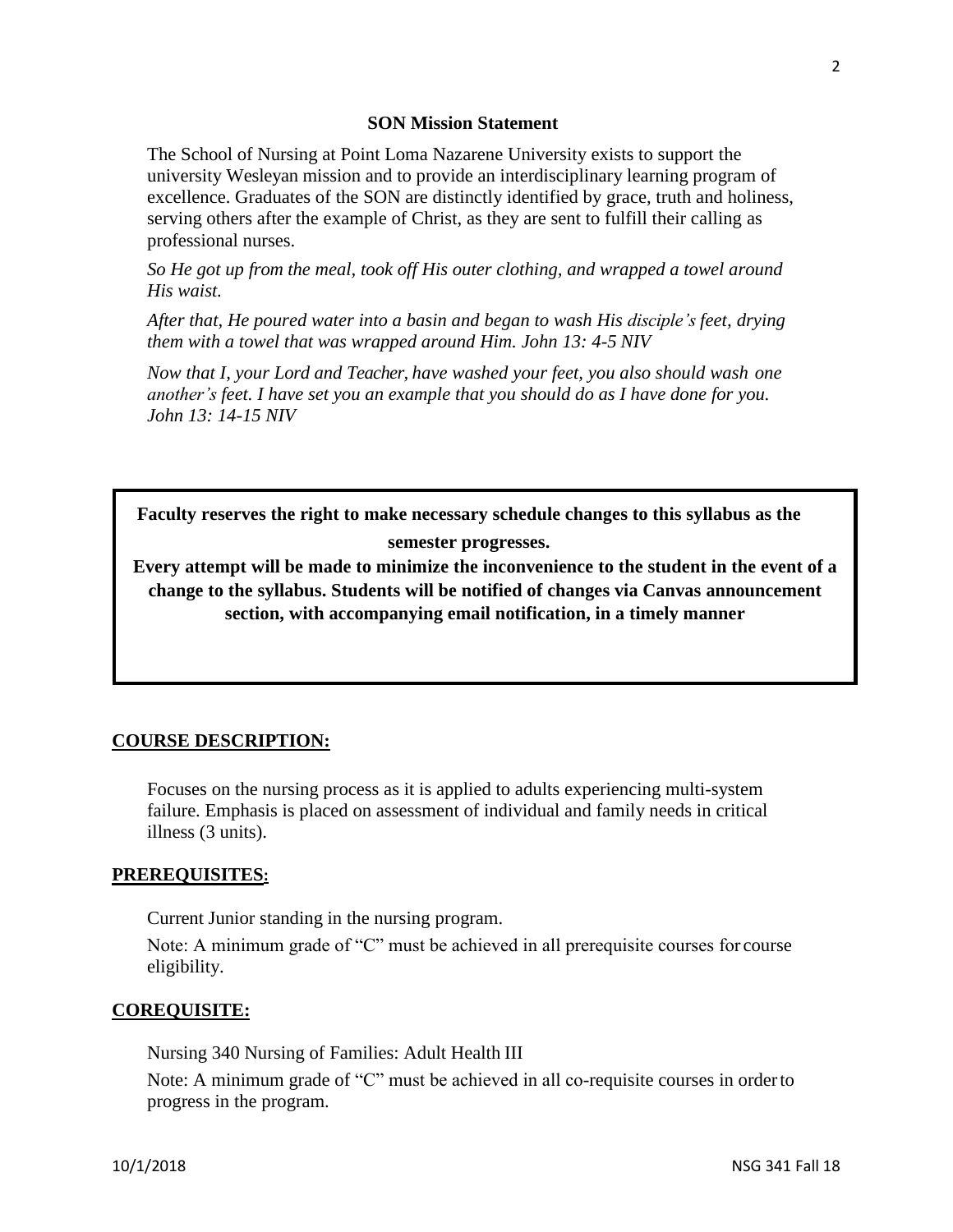**SON Mission Statement**

The School of Nursing at Point Loma Nazarene University exists to support the university Wesleyan mission and to provide an interdisciplinary learning program of excellence. Graduates of the SON are distinctly identified by grace, truth and holiness, serving others after the example of Christ, as they are sent to fulfill their calling as professional nurses.

*So He got up from the meal, took off His outer clothing, and wrapped a towel around His waist.*

*After that, He poured water into a basin and began to wash His disciple's feet, drying them with a towel that was wrapped around Him. John 13: 4-5 NIV*

*Now that I, your Lord and Teacher, have washed your feet, you also should wash one another's feet. I have set you an example that you should do as I have done for you. John 13: 14-15 NIV*

**Faculty reserves the right to make necessary schedule changes to this syllabus as the semester progresses.**

**Every attempt will be made to minimize the inconvenience to the student in the event of a change to the syllabus. Students will be notified of changes via Canvas announcement section, with accompanying email notification, in a timely manner**

## COURSE DESCRIPTION:

Focuses on the nursing process as it is applied to adults experiencing multi-system failure. Emphasis is placed on assessment of individual and family needs in critical illness (3 units).

## PREREQUISITES:

Current Junior standing in the nursing program.

Note: A minimum grade of "C" must be achieved in all prerequisite courses for course eligibility.

## COREQUISITE:

Nursing 340 Nursing of Families: Adult Health III

Note: A minimum grade of "C" must be achieved in all co-requisite courses in order to progress in the program.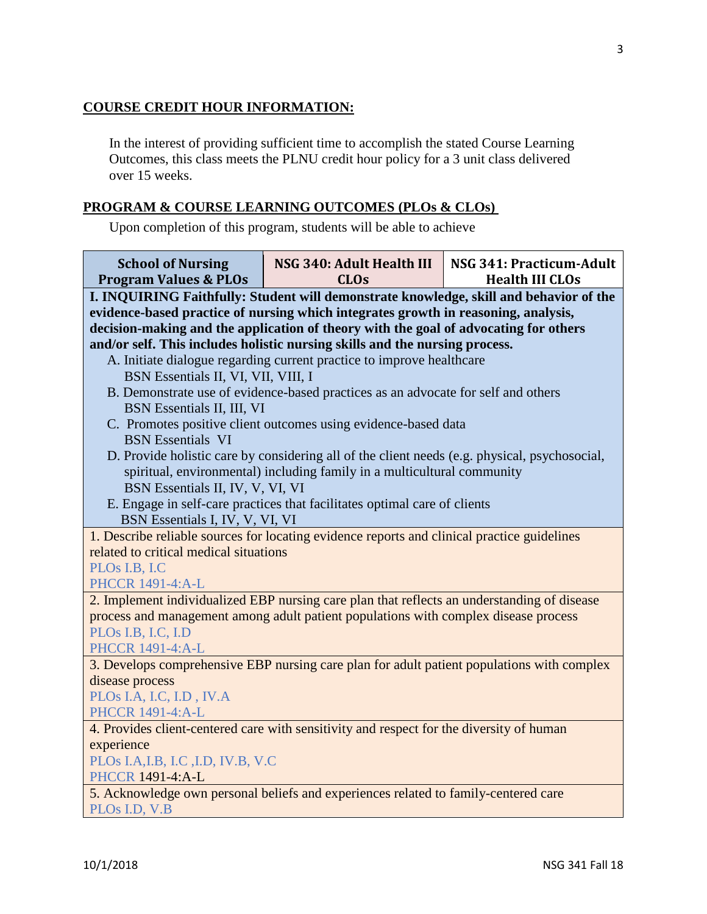## COURSE CREDIT HOUR INFORMATION:

In the interest of providing sufficient time to accomplish the stated Course Learning Outcomes, this class meets the PLNU credit hour policy for a 3 unit class delivered over 15 weeks.

## PROGRAM & COURSE LEARNING OUTCOMES (PLOs & CLOs)

Upon completion of this program, students will be able to achieve

| School of Nursing Program Values & PLOs | NSG 340: Adult Health III CLOs | NSG 341: Practicum-Adult Health III CLOs |
|---|---|---|
| **I. INQUIRING Faithfully: Student will demonstrate knowledge, skill and behavior of the evidence-based practice of nursing which integrates growth in reasoning, analysis, decision-making and the application of theory with the goal of advocating for others and/or self. This includes holistic nursing skills and the nursing process.**<br>A. Initiate dialogue regarding current practice to improve healthcare<br>BSN Essentials II, VI, VII, VIII, I<br>B. Demonstrate use of evidence-based practices as an advocate for self and others<br>BSN Essentials II, III, VI<br>C. Promotes positive client outcomes using evidence-based data<br>BSN Essentials VI<br>D. Provide holistic care by considering all of the client needs (e.g. physical, psychosocial, spiritual, environmental) including family in a multicultural community<br>BSN Essentials II, IV, V, VI, VI<br>E. Engage in self-care practices that facilitates optimal care of clients<br>BSN Essentials I, IV, V, VI, VI | | |
| 1. Describe reliable sources for locating evidence reports and clinical practice guidelines related to critical medical situations<br>PLOs I.B, I.C<br>PHCCR 1491-4:A-L | | |
| 2. Implement individualized EBP nursing care plan that reflects an understanding of disease process and management among adult patient populations with complex disease process<br>PLOs I.B, I.C, I.D<br>PHCCR 1491-4:A-L | | |
| 3. Develops comprehensive EBP nursing care plan for adult patient populations with complex disease process<br>PLOs I.A, I.C, I.D , IV.A<br>PHCCR 1491-4:A-L | | |
| 4. Provides client-centered care with sensitivity and respect for the diversity of human experience<br>PLOs I.A,I.B, I.C ,I.D, IV.B, V.C<br>PHCCR 1491-4:A-L | | |
| 5. Acknowledge own personal beliefs and experiences related to family-centered care<br>PLOs I.D, V.B | | |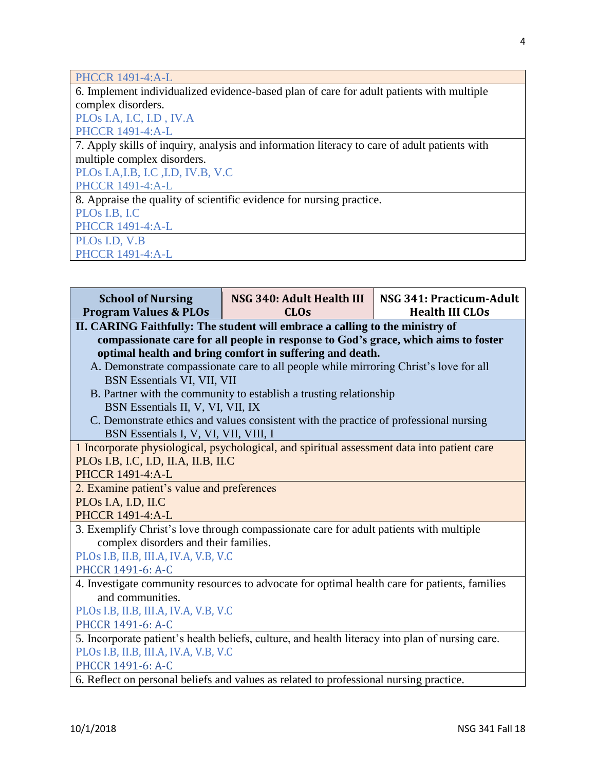| |
|---|
| PHCCR 1491-4:A-L |
| 6. Implement individualized evidence-based plan of care for adult patients with multiple complex disorders.<br>PLOs I.A, I.C, I.D , IV.A<br>PHCCR 1491-4:A-L |
| 7. Apply skills of inquiry, analysis and information literacy to care of adult patients with multiple complex disorders.<br>PLOs I.A,I.B, I.C ,I.D, IV.B, V.C<br>PHCCR 1491-4:A-L |
| 8. Appraise the quality of scientific evidence for nursing practice.<br>PLOs I.B, I.C<br>PHCCR 1491-4:A-L |
| PLOs I.D, V.B<br>PHCCR 1491-4:A-L |

| School of Nursing Program Values & PLOs | NSG 340: Adult Health III CLOs | NSG 341: Practicum-Adult Health III CLOs |
|---|---|---|
| **II. CARING Faithfully: The student will embrace a calling to the ministry of compassionate care for all people in response to God's grace, which aims to foster optimal health and bring comfort in suffering and death.**<br>A. Demonstrate compassionate care to all people while mirroring Christ's love for all<br>BSN Essentials VI, VII, VII<br>B. Partner with the community to establish a trusting relationship<br>BSN Essentials II, V, VI, VII, IX<br>C. Demonstrate ethics and values consistent with the practice of professional nursing<br>BSN Essentials I, V, VI, VII, VIII, I | | |
| 1 Incorporate physiological, psychological, and spiritual assessment data into patient care<br>PLOs I.B, I.C, I.D, II.A, II.B, II.C<br>PHCCR 1491-4:A-L | | |
| 2. Examine patient's value and preferences<br>PLOs I.A, I.D, II.C<br>PHCCR 1491-4:A-L | | |
| 3. Exemplify Christ's love through compassionate care for adult patients with multiple complex disorders and their families.<br>PLOs I.B, II.B, III.A, IV.A, V.B, V.C<br>PHCCR 1491-6: A-C | | |
| 4. Investigate community resources to advocate for optimal health care for patients, families and communities.<br>PLOs I.B, II.B, III.A, IV.A, V.B, V.C<br>PHCCR 1491-6: A-C | | |
| 5. Incorporate patient's health beliefs, culture, and health literacy into plan of nursing care.<br>PLOs I.B, II.B, III.A, IV.A, V.B, V.C<br>PHCCR 1491-6: A-C | | |
| 6. Reflect on personal beliefs and values as related to professional nursing practice. | | |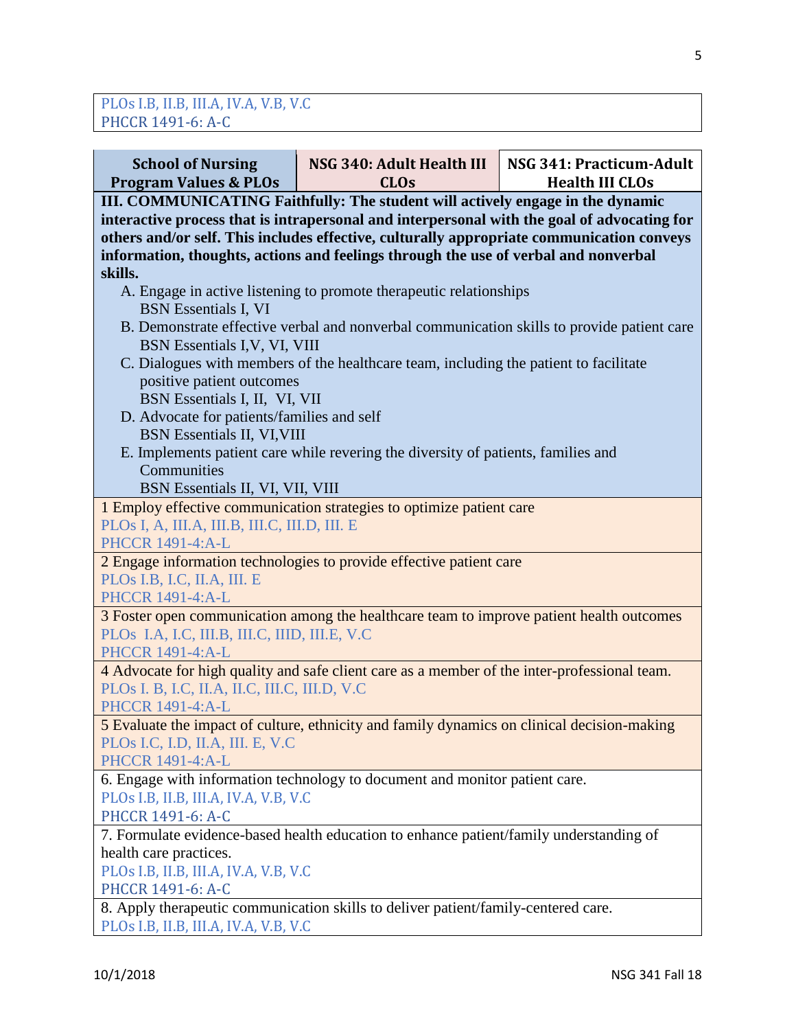| |
|---|
| PLOs I.B, II.B, III.A, IV.A, V.B, V.C<br>PHCCR 1491-6: A-C |

| School of Nursing Program Values & PLOs | NSG 340: Adult Health III CLOs | NSG 341: Practicum-Adult Health III CLOs |
|---|---|---|
| **III. COMMUNICATING Faithfully: The student will actively engage in the dynamic interactive process that is intrapersonal and interpersonal with the goal of advocating for others and/or self. This includes effective, culturally appropriate communication conveys information, thoughts, actions and feelings through the use of verbal and nonverbal skills.**<br>A. Engage in active listening to promote therapeutic relationships<br>BSN Essentials I, VI<br>B. Demonstrate effective verbal and nonverbal communication skills to provide patient care<br>BSN Essentials I,V, VI, VIII<br>C. Dialogues with members of the healthcare team, including the patient to facilitate positive patient outcomes<br>BSN Essentials I, II, VI, VII<br>D. Advocate for patients/families and self<br>BSN Essentials II, VI,VIII<br>E. Implements patient care while revering the diversity of patients, families and Communities<br>BSN Essentials II, VI, VII, VIII | | |
| 1 Employ effective communication strategies to optimize patient care<br>PLOs I, A, III.A, III.B, III.C, III.D, III. E<br>PHCCR 1491-4:A-L | | |
| 2 Engage information technologies to provide effective patient care<br>PLOs I.B, I.C, II.A, III. E<br>PHCCR 1491-4:A-L | | |
| 3 Foster open communication among the healthcare team to improve patient health outcomes<br>PLOs I.A, I.C, III.B, III.C, IIID, III.E, V.C<br>PHCCR 1491-4:A-L | | |
| 4 Advocate for high quality and safe client care as a member of the inter-professional team.<br>PLOs I. B, I.C, II.A, II.C, III.C, III.D, V.C<br>PHCCR 1491-4:A-L | | |
| 5 Evaluate the impact of culture, ethnicity and family dynamics on clinical decision-making<br>PLOs I.C, I.D, II.A, III. E, V.C<br>PHCCR 1491-4:A-L | | |
| 6. Engage with information technology to document and monitor patient care.<br>PLOs I.B, II.B, III.A, IV.A, V.B, V.C<br>PHCCR 1491-6: A-C | | |
| 7. Formulate evidence-based health education to enhance patient/family understanding of health care practices.<br>PLOs I.B, II.B, III.A, IV.A, V.B, V.C<br>PHCCR 1491-6: A-C | | |
| 8. Apply therapeutic communication skills to deliver patient/family-centered care.<br>PLOs I.B, II.B, III.A, IV.A, V.B, V.C | | |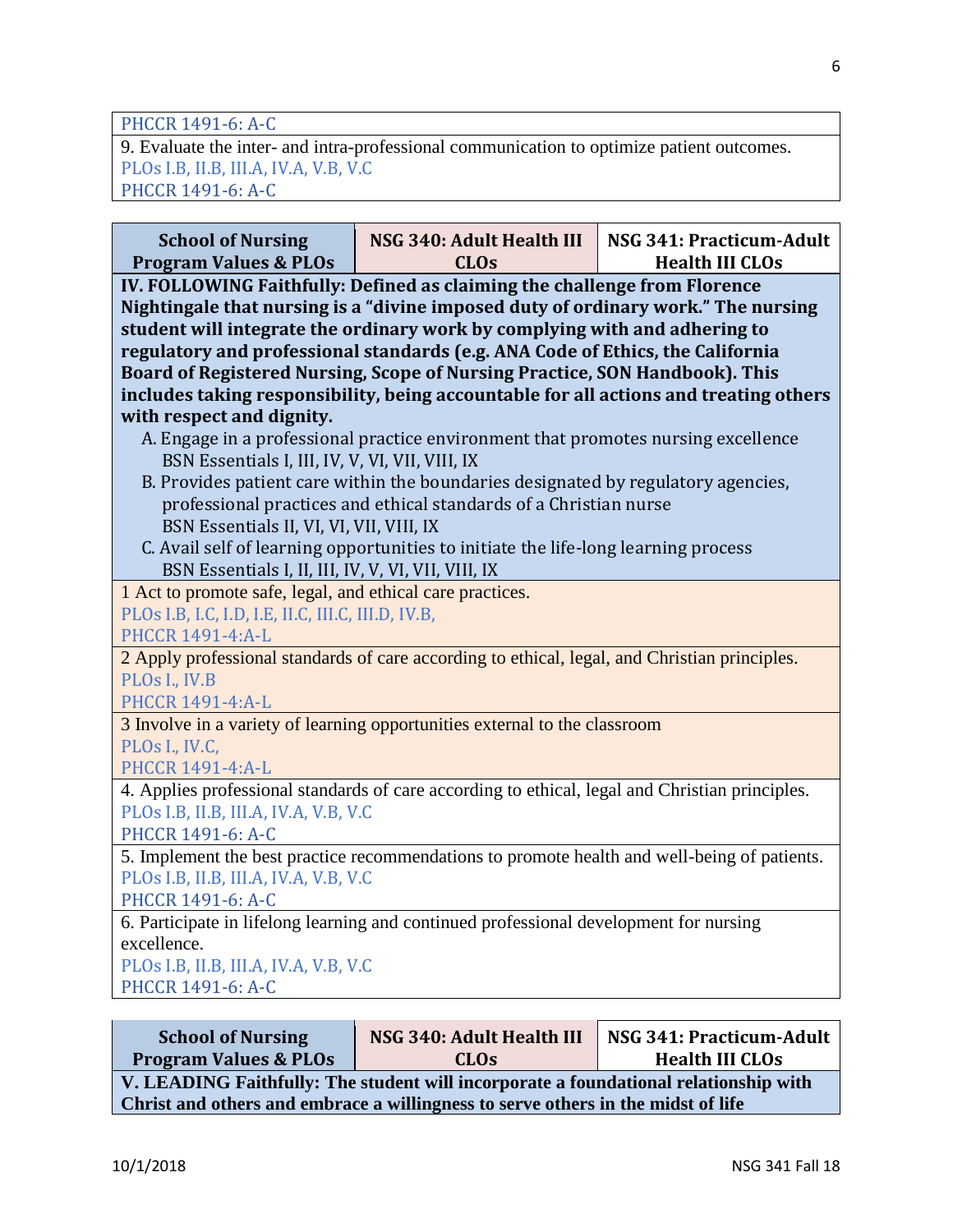| |
|---|
| PHCCR 1491-6: A-C |
| 9. Evaluate the inter- and intra-professional communication to optimize patient outcomes.<br>PLOs I.B, II.B, III.A, IV.A, V.B, V.C<br>PHCCR 1491-6: A-C |

| School of Nursing Program Values & PLOs | NSG 340: Adult Health III CLOs | NSG 341: Practicum-Adult Health III CLOs |
|---|---|---|
| **IV. FOLLOWING Faithfully: Defined as claiming the challenge from Florence Nightingale that nursing is a "divine imposed duty of ordinary work." The nursing student will integrate the ordinary work by complying with and adhering to regulatory and professional standards (e.g. ANA Code of Ethics, the California Board of Registered Nursing, Scope of Nursing Practice, SON Handbook). This includes taking responsibility, being accountable for all actions and treating others with respect and dignity.**<br>A. Engage in a professional practice environment that promotes nursing excellence<br>BSN Essentials I, III, IV, V, VI, VII, VIII, IX<br>B. Provides patient care within the boundaries designated by regulatory agencies, professional practices and ethical standards of a Christian nurse<br>BSN Essentials II, VI, VI, VII, VIII, IX<br>C. Avail self of learning opportunities to initiate the life-long learning process<br>BSN Essentials I, II, III, IV, V, VI, VII, VIII, IX | | |
| 1 Act to promote safe, legal, and ethical care practices.<br>PLOs I.B, I.C, I.D, I.E, II.C, III.C, III.D, IV.B,<br>PHCCR 1491-4:A-L | | |
| 2 Apply professional standards of care according to ethical, legal, and Christian principles.<br>PLOs I., IV.B<br>PHCCR 1491-4:A-L | | |
| 3 Involve in a variety of learning opportunities external to the classroom<br>PLOs I., IV.C,<br>PHCCR 1491-4:A-L | | |
| 4. Applies professional standards of care according to ethical, legal and Christian principles.<br>PLOs I.B, II.B, III.A, IV.A, V.B, V.C<br>PHCCR 1491-6: A-C | | |
| 5. Implement the best practice recommendations to promote health and well-being of patients.<br>PLOs I.B, II.B, III.A, IV.A, V.B, V.C<br>PHCCR 1491-6: A-C | | |
| 6. Participate in lifelong learning and continued professional development for nursing excellence.<br>PLOs I.B, II.B, III.A, IV.A, V.B, V.C<br>PHCCR 1491-6: A-C | | |

| School of Nursing Program Values & PLOs | NSG 340: Adult Health III CLOs | NSG 341: Practicum-Adult Health III CLOs |
|---|---|---|
| **V. LEADING Faithfully: The student will incorporate a foundational relationship with Christ and others and embrace a willingness to serve others in the midst of life** | | |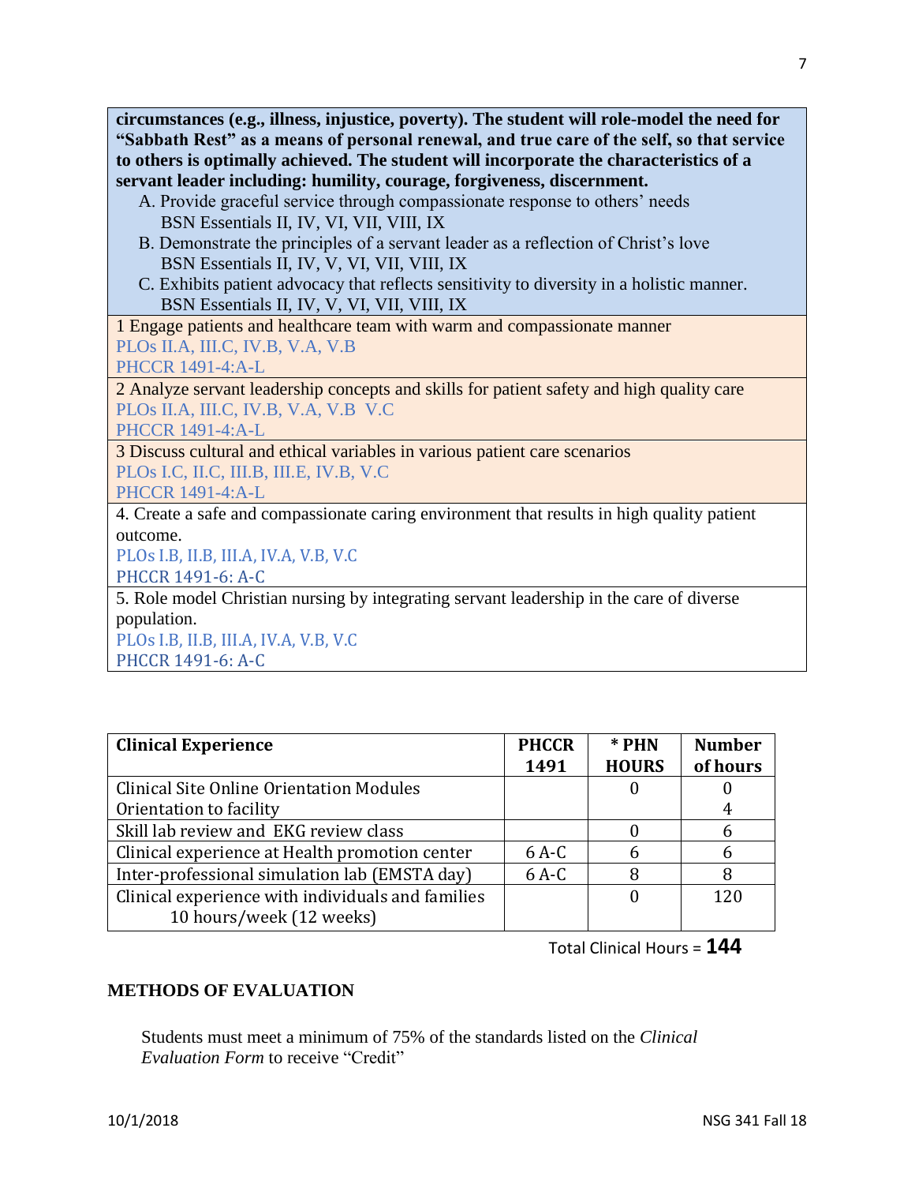**circumstances (e.g., illness, injustice, poverty). The student will role-model the need for "Sabbath Rest" as a means of personal renewal, and true care of the self, so that service to others is optimally achieved. The student will incorporate the characteristics of a servant leader including: humility, courage, forgiveness, discernment.**

A. Provide graceful service through compassionate response to others' needs
BSN Essentials II, IV, VI, VII, VIII, IX

B. Demonstrate the principles of a servant leader as a reflection of Christ's love
BSN Essentials II, IV, V, VI, VII, VIII, IX

C. Exhibits patient advocacy that reflects sensitivity to diversity in a holistic manner.
BSN Essentials II, IV, V, VI, VII, VIII, IX

1 Engage patients and healthcare team with warm and compassionate manner
PLOs II.A, III.C, IV.B, V.A, V.B
PHCCR 1491-4:A-L

2 Analyze servant leadership concepts and skills for patient safety and high quality care
PLOs II.A, III.C, IV.B, V.A, V.B V.C
PHCCR 1491-4:A-L

3 Discuss cultural and ethical variables in various patient care scenarios
PLOs I.C, II.C, III.B, III.E, IV.B, V.C
PHCCR 1491-4:A-L

4. Create a safe and compassionate caring environment that results in high quality patient outcome.
PLOs I.B, II.B, III.A, IV.A, V.B, V.C
PHCCR 1491-6: A-C

5. Role model Christian nursing by integrating servant leadership in the care of diverse population.
PLOs I.B, II.B, III.A, IV.A, V.B, V.C
PHCCR 1491-6: A-C

| Clinical Experience | PHCCR 1491 | * PHN HOURS | Number of hours |
|---|---|---|---|
| Clinical Site Online Orientation Modules<br>Orientation to facility | | 0 | 0<br>4 |
| Skill lab review and EKG review class | | 0 | 6 |
| Clinical experience at Health promotion center | 6 A-C | 6 | 6 |
| Inter-professional simulation lab (EMSTA day) | 6 A-C | 8 | 8 |
| Clinical experience with individuals and families 10 hours/week (12 weeks) | | 0 | 120 |

Total Clinical Hours = **144**

## METHODS OF EVALUATION

Students must meet a minimum of 75% of the standards listed on the *Clinical Evaluation Form* to receive "Credit"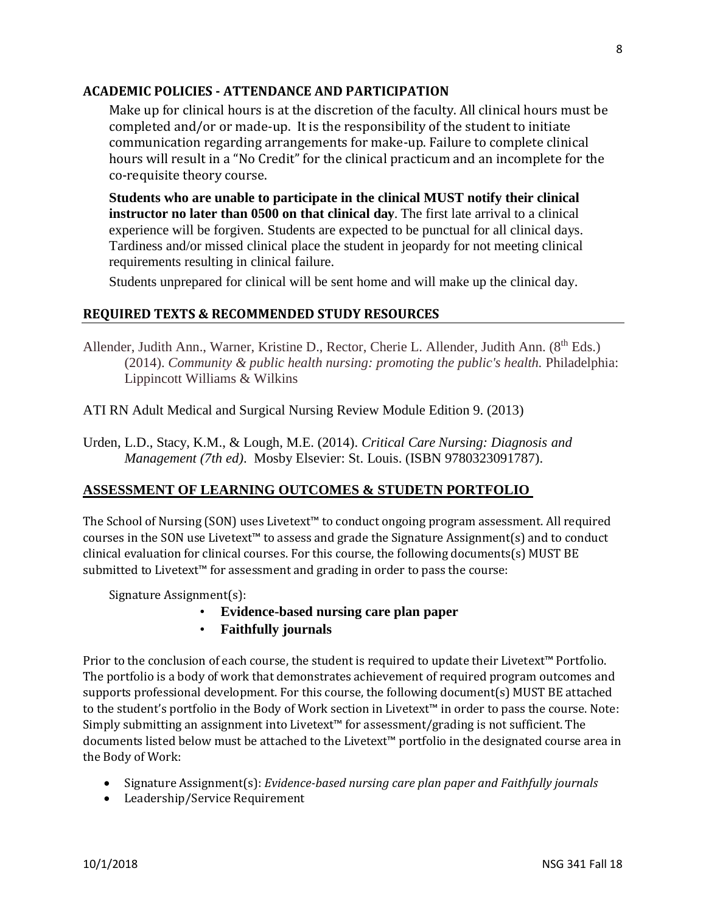## ACADEMIC POLICIES - ATTENDANCE AND PARTICIPATION

Make up for clinical hours is at the discretion of the faculty. All clinical hours must be completed and/or or made-up. It is the responsibility of the student to initiate communication regarding arrangements for make-up. Failure to complete clinical hours will result in a "No Credit" for the clinical practicum and an incomplete for the co-requisite theory course.

**Students who are unable to participate in the clinical MUST notify their clinical instructor no later than 0500 on that clinical day**. The first late arrival to a clinical experience will be forgiven. Students are expected to be punctual for all clinical days. Tardiness and/or missed clinical place the student in jeopardy for not meeting clinical requirements resulting in clinical failure.

Students unprepared for clinical will be sent home and will make up the clinical day.

## REQUIRED TEXTS & RECOMMENDED STUDY RESOURCES

Allender, Judith Ann., Warner, Kristine D., Rector, Cherie L. Allender, Judith Ann. (8th Eds.) (2014). *Community & public health nursing: promoting the public's health.* Philadelphia: Lippincott Williams & Wilkins

ATI RN Adult Medical and Surgical Nursing Review Module Edition 9. (2013)

Urden, L.D., Stacy, K.M., & Lough, M.E. (2014). *Critical Care Nursing: Diagnosis and Management (7th ed).* Mosby Elsevier: St. Louis. (ISBN 9780323091787).

## ASSESSMENT OF LEARNING OUTCOMES & STUDETN PORTFOLIO

The School of Nursing (SON) uses Livetext™ to conduct ongoing program assessment. All required courses in the SON use Livetext™ to assess and grade the Signature Assignment(s) and to conduct clinical evaluation for clinical courses. For this course, the following documents(s) MUST BE submitted to Livetext™ for assessment and grading in order to pass the course:

Signature Assignment(s):

- **Evidence-based nursing care plan paper**
- **Faithfully journals**

Prior to the conclusion of each course, the student is required to update their Livetext™ Portfolio. The portfolio is a body of work that demonstrates achievement of required program outcomes and supports professional development. For this course, the following document(s) MUST BE attached to the student's portfolio in the Body of Work section in Livetext™ in order to pass the course. Note: Simply submitting an assignment into Livetext™ for assessment/grading is not sufficient. The documents listed below must be attached to the Livetext™ portfolio in the designated course area in the Body of Work:

- Signature Assignment(s): *Evidence-based nursing care plan paper and Faithfully journals*
- Leadership/Service Requirement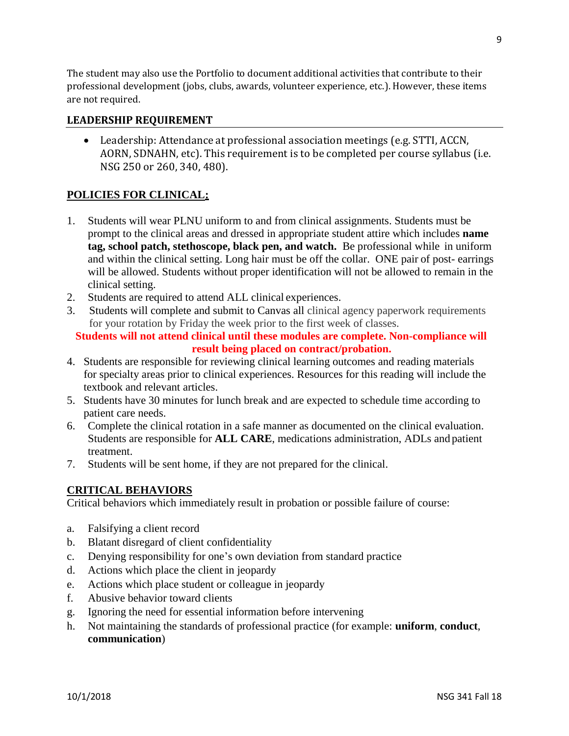The student may also use the Portfolio to document additional activities that contribute to their professional development (jobs, clubs, awards, volunteer experience, etc.). However, these items are not required.

## LEADERSHIP REQUIREMENT

- Leadership: Attendance at professional association meetings (e.g. STTI, ACCN, AORN, SDNAHN, etc). This requirement is to be completed per course syllabus (i.e. NSG 250 or 260, 340, 480).

## POLICIES FOR CLINICAL:

1. Students will wear PLNU uniform to and from clinical assignments. Students must be prompt to the clinical areas and dressed in appropriate student attire which includes **name tag, school patch, stethoscope, black pen, and watch.** Be professional while in uniform and within the clinical setting. Long hair must be off the collar. ONE pair of post- earrings will be allowed. Students without proper identification will not be allowed to remain in the clinical setting.
2. Students are required to attend ALL clinical experiences.
3. Students will complete and submit to Canvas all clinical agency paperwork requirements for your rotation by Friday the week prior to the first week of classes.

**Students will not attend clinical until these modules are complete. Non-compliance will result being placed on contract/probation.**

4. Students are responsible for reviewing clinical learning outcomes and reading materials for specialty areas prior to clinical experiences. Resources for this reading will include the textbook and relevant articles.
5. Students have 30 minutes for lunch break and are expected to schedule time according to patient care needs.
6. Complete the clinical rotation in a safe manner as documented on the clinical evaluation. Students are responsible for **ALL CARE**, medications administration, ADLs and patient treatment.
7. Students will be sent home, if they are not prepared for the clinical.

## CRITICAL BEHAVIORS

Critical behaviors which immediately result in probation or possible failure of course:

a. Falsifying a client record
b. Blatant disregard of client confidentiality
c. Denying responsibility for one's own deviation from standard practice
d. Actions which place the client in jeopardy
e. Actions which place student or colleague in jeopardy
f. Abusive behavior toward clients
g. Ignoring the need for essential information before intervening
h. Not maintaining the standards of professional practice (for example: **uniform**, **conduct**, **communication**)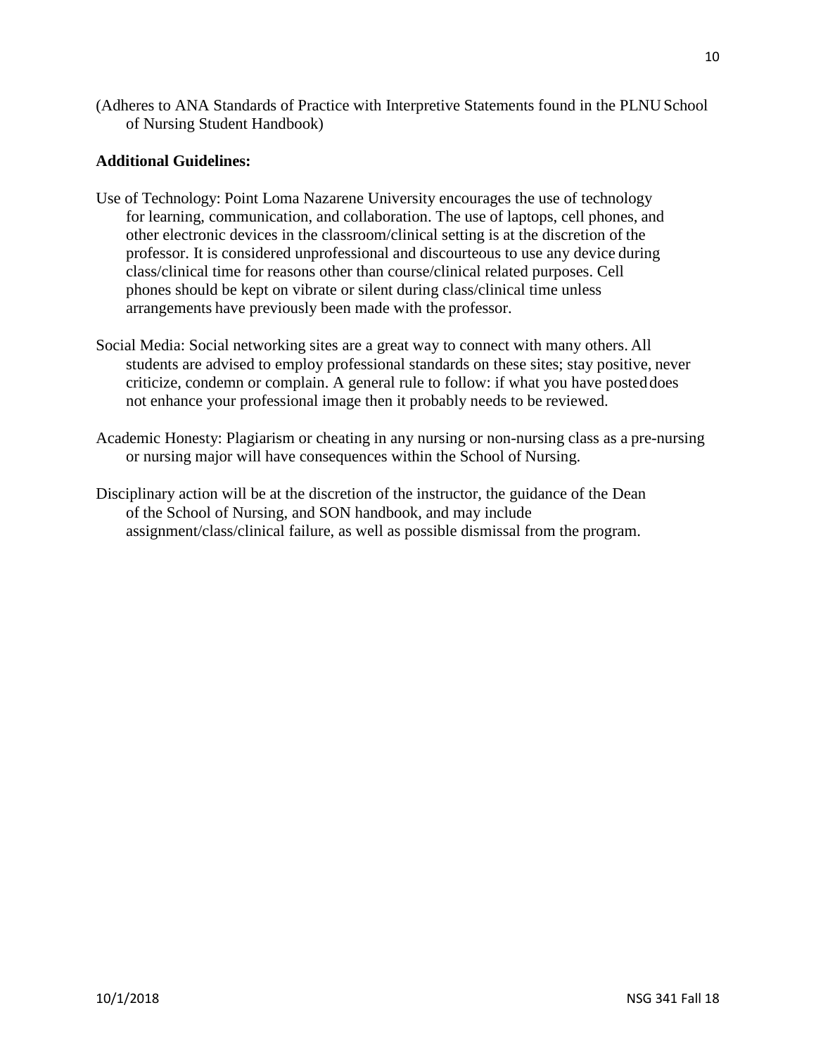(Adheres to ANA Standards of Practice with Interpretive Statements found in the PLNU School of Nursing Student Handbook)

**Additional Guidelines:**

Use of Technology: Point Loma Nazarene University encourages the use of technology for learning, communication, and collaboration. The use of laptops, cell phones, and other electronic devices in the classroom/clinical setting is at the discretion of the professor. It is considered unprofessional and discourteous to use any device during class/clinical time for reasons other than course/clinical related purposes. Cell phones should be kept on vibrate or silent during class/clinical time unless arrangements have previously been made with the professor.

Social Media: Social networking sites are a great way to connect with many others. All students are advised to employ professional standards on these sites; stay positive, never criticize, condemn or complain. A general rule to follow: if what you have posted does not enhance your professional image then it probably needs to be reviewed.

Academic Honesty: Plagiarism or cheating in any nursing or non-nursing class as a pre-nursing or nursing major will have consequences within the School of Nursing.

Disciplinary action will be at the discretion of the instructor, the guidance of the Dean of the School of Nursing, and SON handbook, and may include assignment/class/clinical failure, as well as possible dismissal from the program.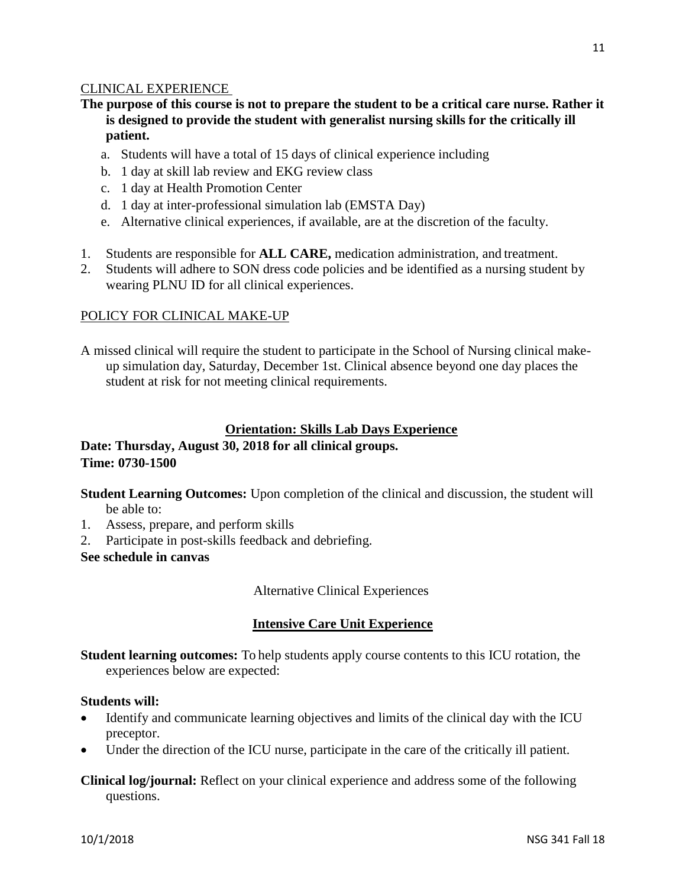CLINICAL EXPERIENCE

**The purpose of this course is not to prepare the student to be a critical care nurse. Rather it is designed to provide the student with generalist nursing skills for the critically ill patient.**

a. Students will have a total of 15 days of clinical experience including
b. 1 day at skill lab review and EKG review class
c. 1 day at Health Promotion Center
d. 1 day at inter-professional simulation lab (EMSTA Day)
e. Alternative clinical experiences, if available, are at the discretion of the faculty.

1. Students are responsible for **ALL CARE,** medication administration, and treatment.
2. Students will adhere to SON dress code policies and be identified as a nursing student by wearing PLNU ID for all clinical experiences.

POLICY FOR CLINICAL MAKE-UP

A missed clinical will require the student to participate in the School of Nursing clinical make-up simulation day, Saturday, December 1st. Clinical absence beyond one day places the student at risk for not meeting clinical requirements.

**Orientation: Skills Lab Days Experience**

**Date: Thursday, August 30, 2018 for all clinical groups.**
**Time: 0730-1500**

**Student Learning Outcomes:** Upon completion of the clinical and discussion, the student will be able to:

1. Assess, prepare, and perform skills
2. Participate in post-skills feedback and debriefing.

**See schedule in canvas**

Alternative Clinical Experiences

**Intensive Care Unit Experience**

**Student learning outcomes:** To help students apply course contents to this ICU rotation, the experiences below are expected:

**Students will:**

- Identify and communicate learning objectives and limits of the clinical day with the ICU preceptor.
- Under the direction of the ICU nurse, participate in the care of the critically ill patient.

**Clinical log/journal:** Reflect on your clinical experience and address some of the following questions.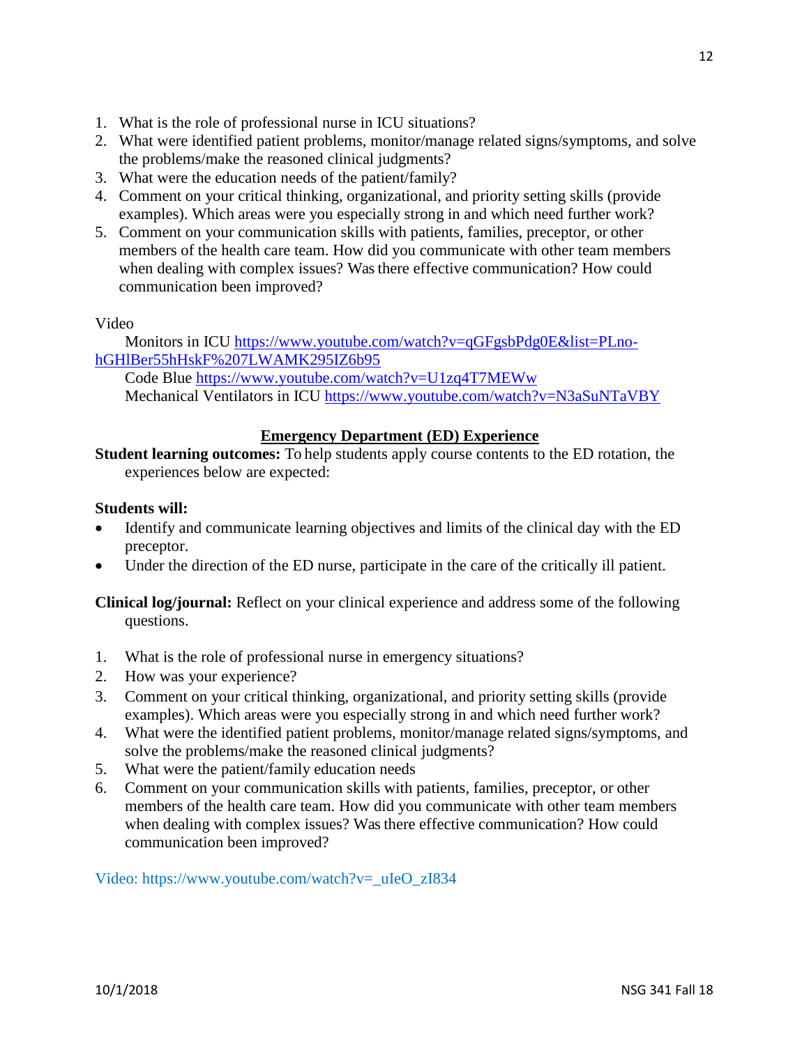1. What is the role of professional nurse in ICU situations?
2. What were identified patient problems, monitor/manage related signs/symptoms, and solve the problems/make the reasoned clinical judgments?
3. What were the education needs of the patient/family?
4. Comment on your critical thinking, organizational, and priority setting skills (provide examples). Which areas were you especially strong in and which need further work?
5. Comment on your communication skills with patients, families, preceptor, or other members of the health care team. How did you communicate with other team members when dealing with complex issues? Was there effective communication? How could communication been improved?

Video

Monitors in ICU https://www.youtube.com/watch?v=qGFgsbPdg0E&list=PLno-hGHlBer55hHskF%207LWAMK295IZ6b95

Code Blue https://www.youtube.com/watch?v=U1zq4T7MEWw

Mechanical Ventilators in ICU https://www.youtube.com/watch?v=N3aSuNTaVBY

## Emergency Department (ED) Experience

**Student learning outcomes:** To help students apply course contents to the ED rotation, the experiences below are expected:

**Students will:**

- Identify and communicate learning objectives and limits of the clinical day with the ED preceptor.
- Under the direction of the ED nurse, participate in the care of the critically ill patient.

**Clinical log/journal:** Reflect on your clinical experience and address some of the following questions.

1. What is the role of professional nurse in emergency situations?
2. How was your experience?
3. Comment on your critical thinking, organizational, and priority setting skills (provide examples). Which areas were you especially strong in and which need further work?
4. What were the identified patient problems, monitor/manage related signs/symptoms, and solve the problems/make the reasoned clinical judgments?
5. What were the patient/family education needs
6. Comment on your communication skills with patients, families, preceptor, or other members of the health care team. How did you communicate with other team members when dealing with complex issues? Was there effective communication? How could communication been improved?

Video: https://www.youtube.com/watch?v=_uIeO_zI834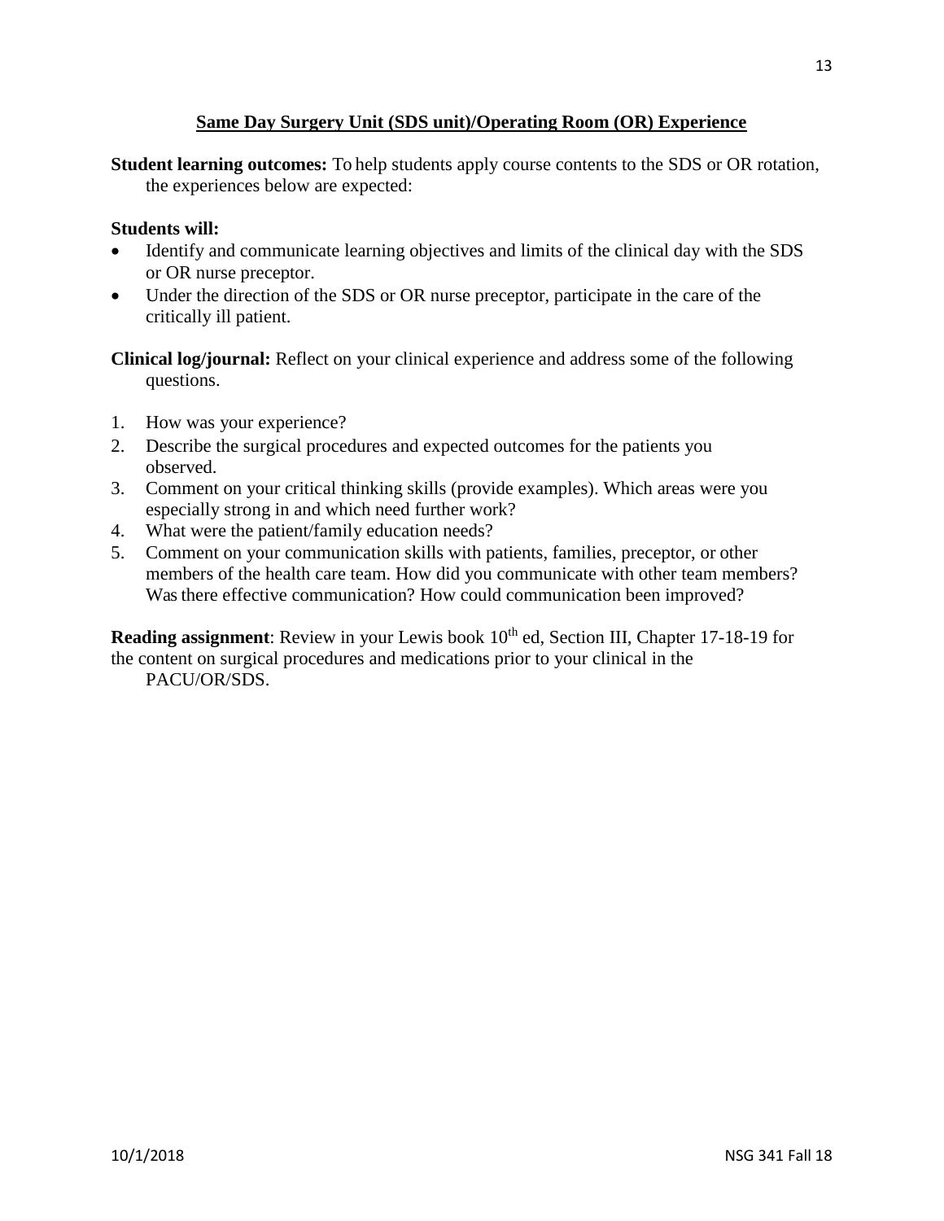## Same Day Surgery Unit (SDS unit)/Operating Room (OR) Experience

**Student learning outcomes:** To help students apply course contents to the SDS or OR rotation, the experiences below are expected:

**Students will:**

- Identify and communicate learning objectives and limits of the clinical day with the SDS or OR nurse preceptor.
- Under the direction of the SDS or OR nurse preceptor, participate in the care of the critically ill patient.

**Clinical log/journal:** Reflect on your clinical experience and address some of the following questions.

1. How was your experience?
2. Describe the surgical procedures and expected outcomes for the patients you observed.
3. Comment on your critical thinking skills (provide examples). Which areas were you especially strong in and which need further work?
4. What were the patient/family education needs?
5. Comment on your communication skills with patients, families, preceptor, or other members of the health care team. How did you communicate with other team members? Was there effective communication? How could communication been improved?

**Reading assignment**: Review in your Lewis book $10^{th}$ ed, Section III, Chapter 17-18-19 for the content on surgical procedures and medications prior to your clinical in the PACU/OR/SDS.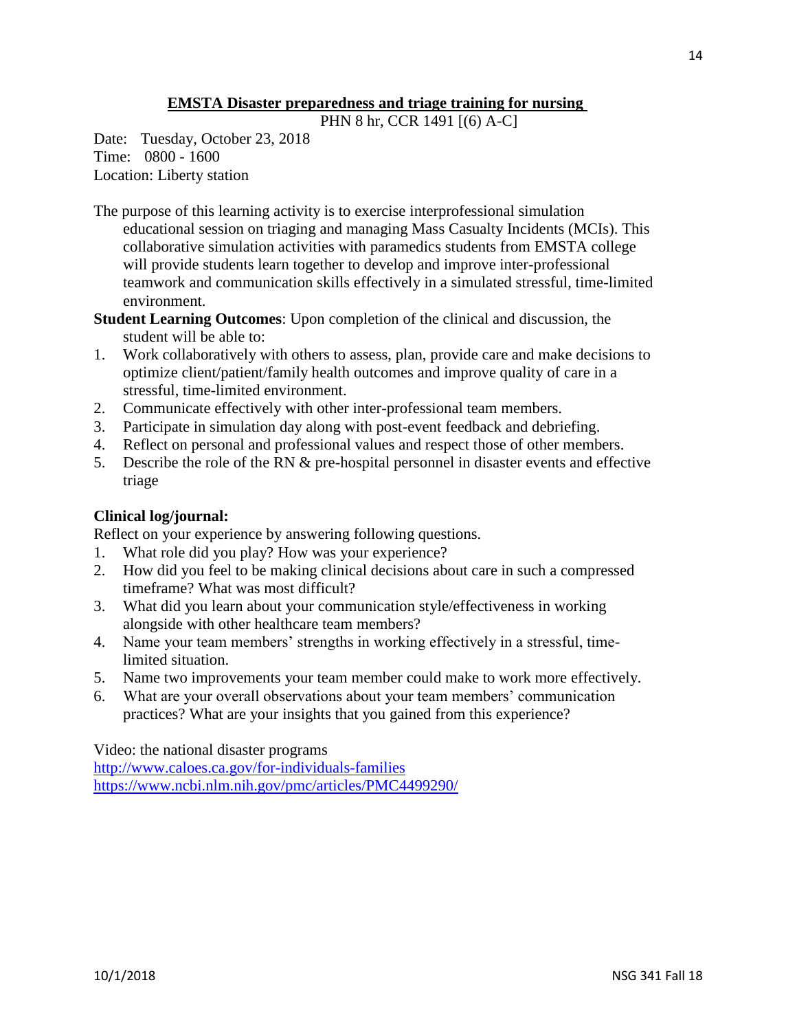## EMSTA Disaster preparedness and triage training for nursing

PHN 8 hr, CCR 1491 [(6) A-C]

Date: Tuesday, October 23, 2018
Time: 0800 - 1600
Location: Liberty station

The purpose of this learning activity is to exercise interprofessional simulation educational session on triaging and managing Mass Casualty Incidents (MCIs). This collaborative simulation activities with paramedics students from EMSTA college will provide students learn together to develop and improve inter-professional teamwork and communication skills effectively in a simulated stressful, time-limited environment.

**Student Learning Outcomes**: Upon completion of the clinical and discussion, the student will be able to:

1. Work collaboratively with others to assess, plan, provide care and make decisions to optimize client/patient/family health outcomes and improve quality of care in a stressful, time-limited environment.
2. Communicate effectively with other inter-professional team members.
3. Participate in simulation day along with post-event feedback and debriefing.
4. Reflect on personal and professional values and respect those of other members.
5. Describe the role of the RN & pre-hospital personnel in disaster events and effective triage

**Clinical log/journal:**

Reflect on your experience by answering following questions.

1. What role did you play? How was your experience?
2. How did you feel to be making clinical decisions about care in such a compressed timeframe? What was most difficult?
3. What did you learn about your communication style/effectiveness in working alongside with other healthcare team members?
4. Name your team members' strengths in working effectively in a stressful, time-limited situation.
5. Name two improvements your team member could make to work more effectively.
6. What are your overall observations about your team members' communication practices? What are your insights that you gained from this experience?

Video: the national disaster programs
http://www.caloes.ca.gov/for-individuals-families
https://www.ncbi.nlm.nih.gov/pmc/articles/PMC4499290/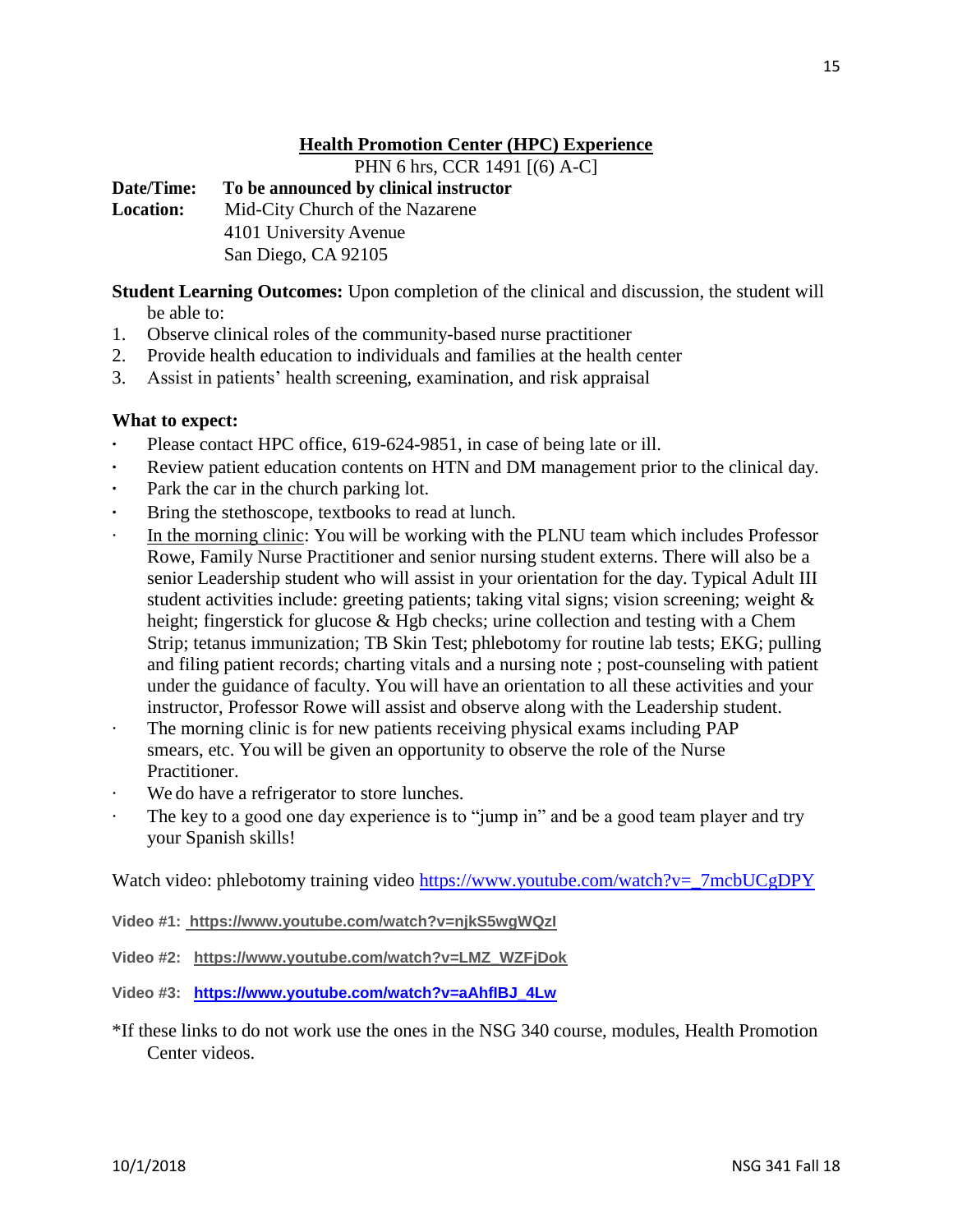## Health Promotion Center (HPC) Experience

PHN 6 hrs, CCR 1491 [(6) A-C]

**Date/Time:** **To be announced by clinical instructor**

**Location:** Mid-City Church of the Nazarene
4101 University Avenue
San Diego, CA 92105

**Student Learning Outcomes:** Upon completion of the clinical and discussion, the student will be able to:

1. Observe clinical roles of the community-based nurse practitioner
2. Provide health education to individuals and families at the health center
3. Assist in patients' health screening, examination, and risk appraisal

**What to expect:**

- Please contact HPC office, 619-624-9851, in case of being late or ill.
- Review patient education contents on HTN and DM management prior to the clinical day.
- Park the car in the church parking lot.
- Bring the stethoscope, textbooks to read at lunch.
- In the morning clinic: You will be working with the PLNU team which includes Professor Rowe, Family Nurse Practitioner and senior nursing student externs. There will also be a senior Leadership student who will assist in your orientation for the day. Typical Adult III student activities include: greeting patients; taking vital signs; vision screening; weight & height; fingerstick for glucose & Hgb checks; urine collection and testing with a Chem Strip; tetanus immunization; TB Skin Test; phlebotomy for routine lab tests; EKG; pulling and filing patient records; charting vitals and a nursing note ; post-counseling with patient under the guidance of faculty. You will have an orientation to all these activities and your instructor, Professor Rowe will assist and observe along with the Leadership student.
- The morning clinic is for new patients receiving physical exams including PAP smears, etc. You will be given an opportunity to observe the role of the Nurse Practitioner.
- We do have a refrigerator to store lunches.
- The key to a good one day experience is to "jump in" and be a good team player and try your Spanish skills!

Watch video: phlebotomy training video https://www.youtube.com/watch?v=_7mcbUCgDPY

**Video #1:** **https://www.youtube.com/watch?v=njkS5wgWQzI**

**Video #2:** **https://www.youtube.com/watch?v=LMZ_WZFjDok**

**Video #3:** **https://www.youtube.com/watch?v=aAhfIBJ_4Lw**

*If these links to do not work use the ones in the NSG 340 course, modules, Health Promotion Center videos.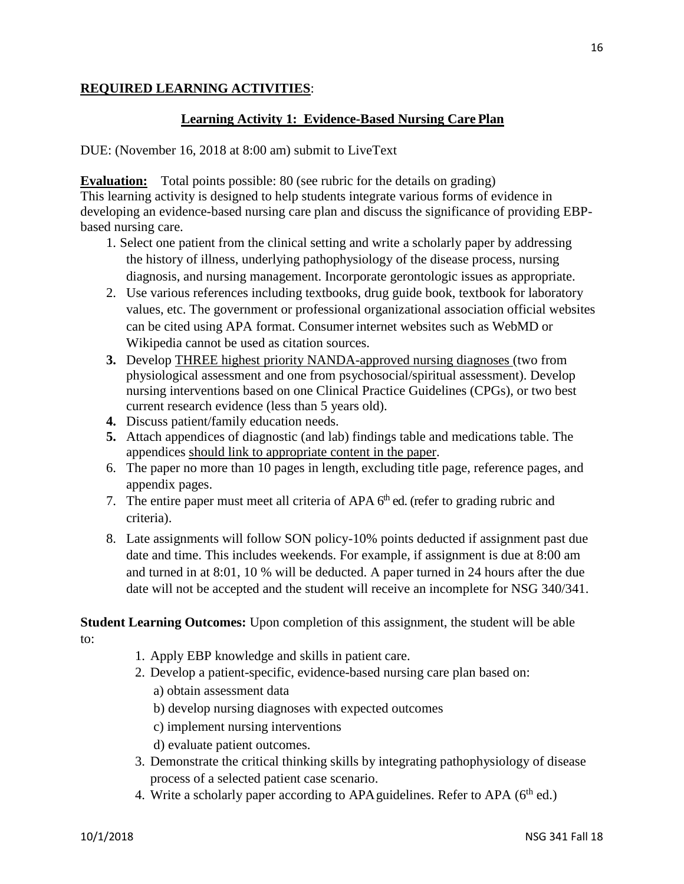**REQUIRED LEARNING ACTIVITIES**:

**Learning Activity 1: Evidence-Based Nursing Care Plan**

DUE: (November 16, 2018 at 8:00 am) submit to LiveText

**Evaluation:** Total points possible: 80 (see rubric for the details on grading)
This learning activity is designed to help students integrate various forms of evidence in developing an evidence-based nursing care plan and discuss the significance of providing EBP-based nursing care.

1. Select one patient from the clinical setting and write a scholarly paper by addressing the history of illness, underlying pathophysiology of the disease process, nursing diagnosis, and nursing management. Incorporate gerontologic issues as appropriate.
2. Use various references including textbooks, drug guide book, textbook for laboratory values, etc. The government or professional organizational association official websites can be cited using APA format. Consumer internet websites such as WebMD or Wikipedia cannot be used as citation sources.
3. **3.** Develop THREE highest priority NANDA-approved nursing diagnoses (two from physiological assessment and one from psychosocial/spiritual assessment). Develop nursing interventions based on one Clinical Practice Guidelines (CPGs), or two best current research evidence (less than 5 years old).
4. **4.** Discuss patient/family education needs.
5. **5.** Attach appendices of diagnostic (and lab) findings table and medications table. The appendices should link to appropriate content in the paper.
6. The paper no more than 10 pages in length, excluding title page, reference pages, and appendix pages.
7. The entire paper must meet all criteria of APA 6th ed. (refer to grading rubric and criteria).
8. Late assignments will follow SON policy-10% points deducted if assignment past due date and time. This includes weekends. For example, if assignment is due at 8:00 am and turned in at 8:01, 10 % will be deducted. A paper turned in 24 hours after the due date will not be accepted and the student will receive an incomplete for NSG 340/341.

**Student Learning Outcomes:** Upon completion of this assignment, the student will be able to:

1. Apply EBP knowledge and skills in patient care.
2. Develop a patient-specific, evidence-based nursing care plan based on:
   a) obtain assessment data
   b) develop nursing diagnoses with expected outcomes
   c) implement nursing interventions
   d) evaluate patient outcomes.
3. Demonstrate the critical thinking skills by integrating pathophysiology of disease process of a selected patient case scenario.
4. Write a scholarly paper according to APA guidelines. Refer to APA (6th ed.)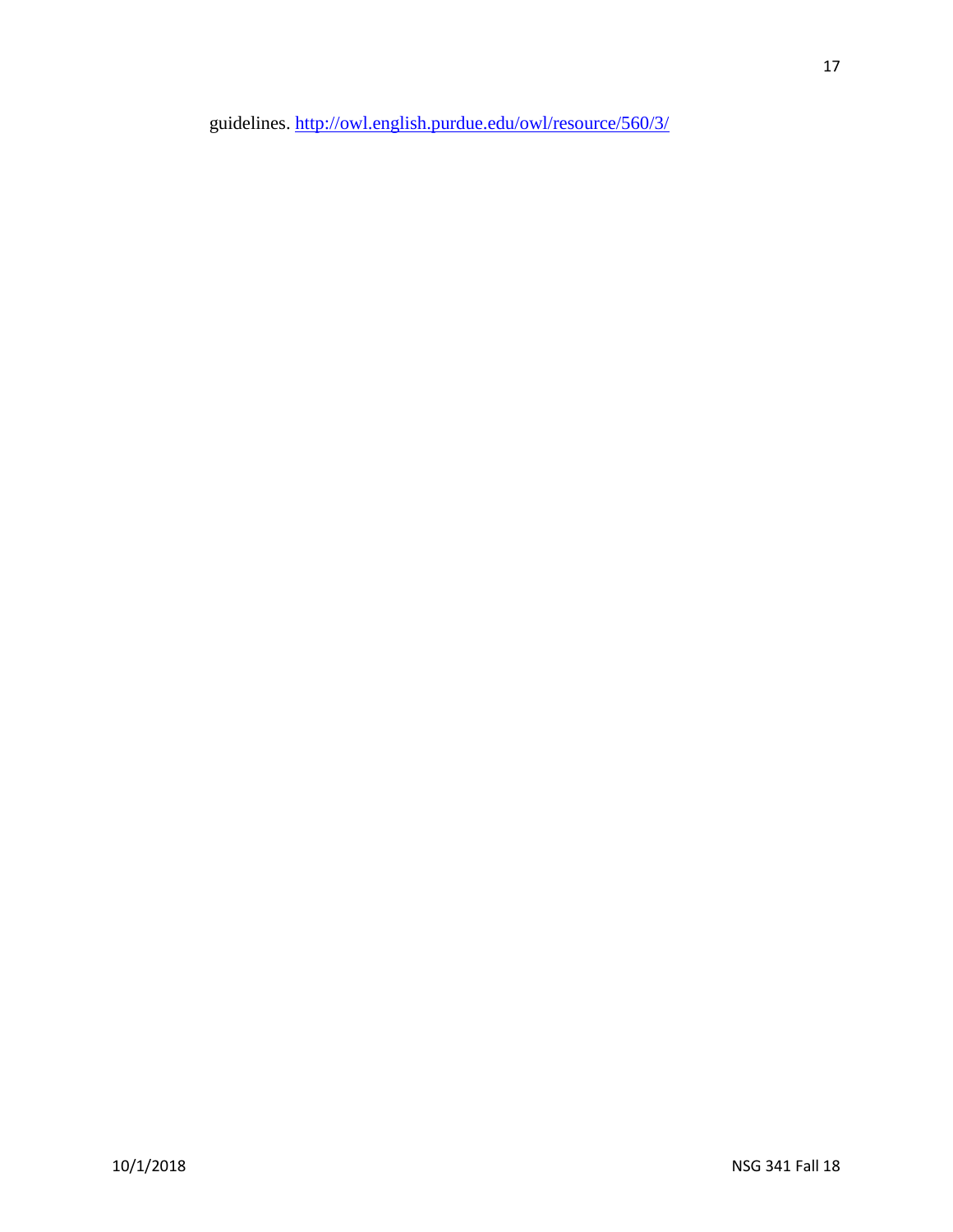guidelines. http://owl.english.purdue.edu/owl/resource/560/3/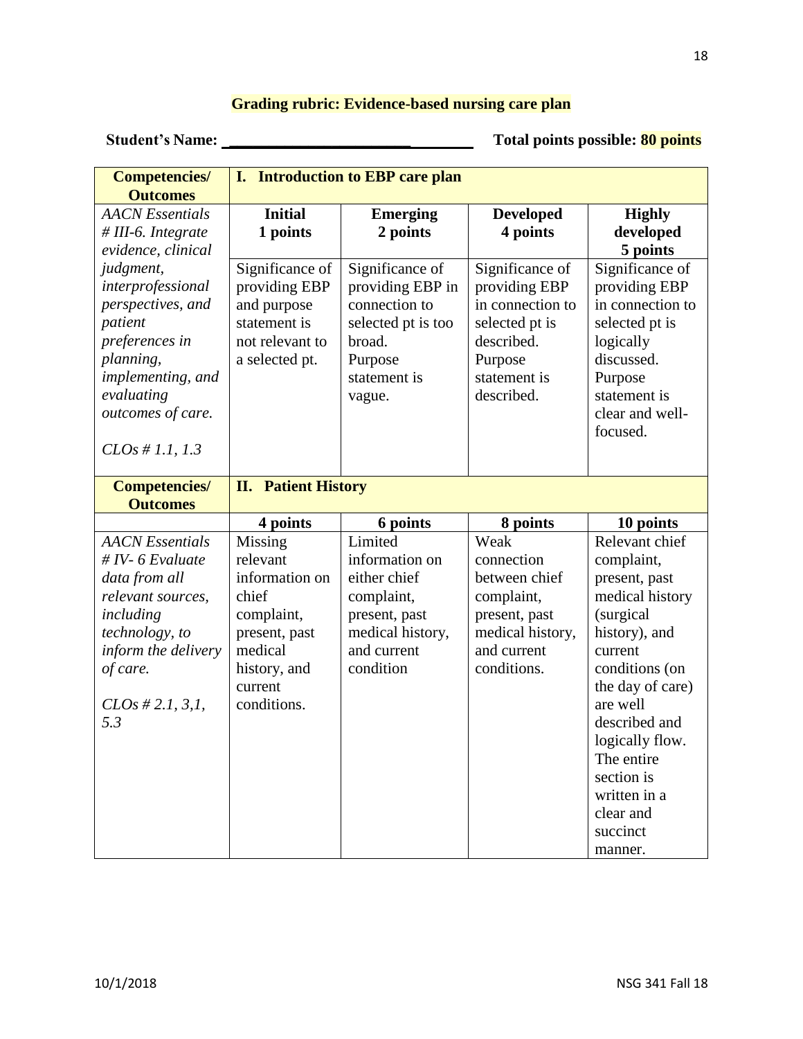## Grading rubric: Evidence-based nursing care plan

**Student's Name: ________________________________** **Total points possible: 80 points**

| Competencies/ Outcomes | I. Introduction to EBP care plan | | | |
|---|---|---|---|---|
| *AACN Essentials # III-6. Integrate evidence, clinical judgment, interprofessional perspectives, and patient preferences in planning, implementing, and evaluating outcomes of care.* <br><br> *CLOs # 1.1, 1.3* | **Initial 1 points** | **Emerging 2 points** | **Developed 4 points** | **Highly developed 5 points** |
| | Significance of providing EBP and purpose statement is not relevant to a selected pt. | Significance of providing EBP in connection to selected pt is too broad. Purpose statement is vague. | Significance of providing EBP in connection to selected pt is described. Purpose statement is described. | Significance of providing EBP in connection to selected pt is logically discussed. Purpose statement is clear and well-focused. |
| **Competencies/ Outcomes** | **II. Patient History** | | | |
| | **4 points** | **6 points** | **8 points** | **10 points** |
| *AACN Essentials # IV- 6 Evaluate data from all relevant sources, including technology, to inform the delivery of care.* <br><br> *CLOs # 2.1, 3,1, 5.3* | Missing relevant information on chief complaint, present, past medical history, and current conditions. | Limited information on either chief complaint, present, past medical history, and current condition | Weak connection between chief complaint, present, past medical history, and current conditions. | Relevant chief complaint, present, past medical history (surgical history), and current conditions (on the day of care) are well described and logically flow. The entire section is written in a clear and succinct manner. |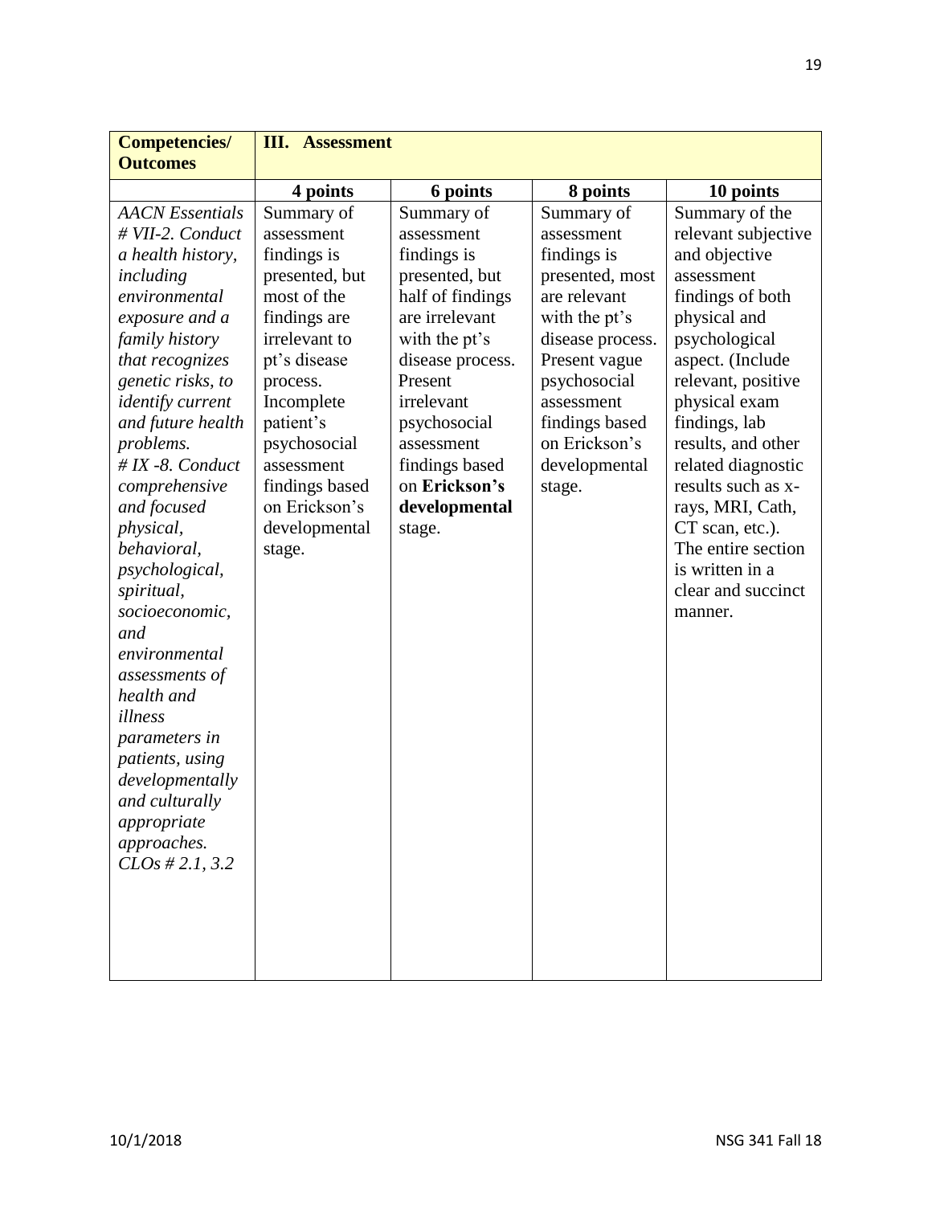| **Competencies/ Outcomes** | **III. Assessment** | | | |
|---|---|---|---|---|
| | **4 points** | **6 points** | **8 points** | **10 points** |
| *AACN Essentials # VII-2. Conduct a health history, including environmental exposure and a family history that recognizes genetic risks, to identify current and future health problems. # IX -8. Conduct comprehensive and focused physical, behavioral, psychological, spiritual, socioeconomic, and environmental assessments of health and illness parameters in patients, using developmentally and culturally appropriate approaches. CLOs # 2.1, 3.2* | Summary of assessment findings is presented, but most of the findings are irrelevant to pt's disease process. Incomplete patient's psychosocial assessment findings based on Erickson's developmental stage. | Summary of assessment findings is presented, but half of findings are irrelevant with the pt's disease process. Present irrelevant psychosocial assessment findings based on **Erickson's developmental** stage. | Summary of assessment findings is presented, most are relevant with the pt's disease process. Present vague psychosocial assessment findings based on Erickson's developmental stage. | Summary of the relevant subjective and objective assessment findings of both physical and psychological aspect. (Include relevant, positive physical exam findings, lab results, and other related diagnostic results such as x-rays, MRI, Cath, CT scan, etc.). The entire section is written in a clear and succinct manner. |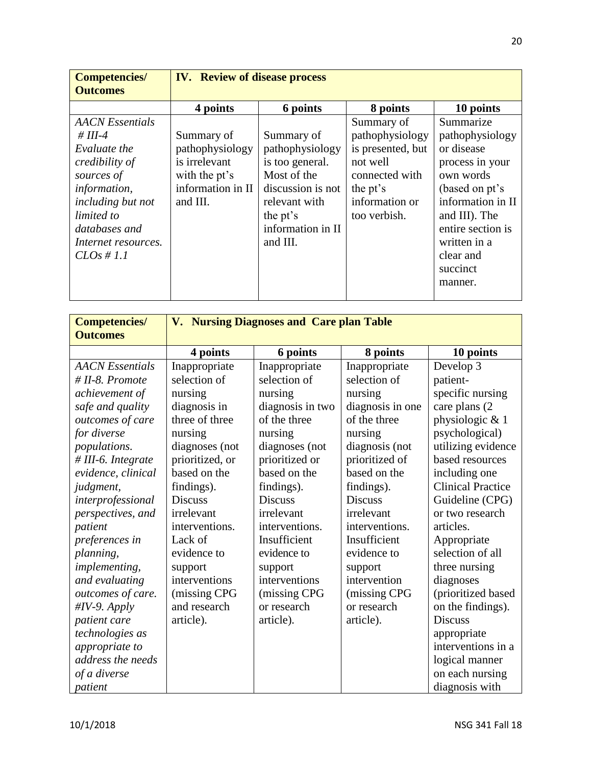| Competencies/ Outcomes | IV. Review of disease process | | | |
|---|---|---|---|---|
| | **4 points** | **6 points** | **8 points** | **10 points** |
| *AACN Essentials # III-4 Evaluate the credibility of sources of information, including but not limited to databases and Internet resources. CLOs # 1.1* | Summary of pathophysiology is irrelevant with the pt's information in II and III. | Summary of pathophysiology is too general. Most of the discussion is not relevant with the pt's information in II and III. | Summary of pathophysiology is presented, but not well connected with the pt's information or too verbish. | Summarize pathophysiology or disease process in your own words (based on pt's information in II and III). The entire section is written in a clear and succinct manner. |

| Competencies/ Outcomes | V. Nursing Diagnoses and Care plan Table | | | |
|---|---|---|---|---|
| | **4 points** | **6 points** | **8 points** | **10 points** |
| *AACN Essentials # II-8. Promote achievement of safe and quality outcomes of care for diverse populations. # III-6. Integrate evidence, clinical judgment, interprofessional perspectives, and patient preferences in planning, implementing, and evaluating outcomes of care. #IV-9. Apply patient care technologies as appropriate to address the needs of a diverse patient* | Inappropriate selection of nursing diagnosis in three of three nursing diagnoses (not prioritized, or based on the findings). Discuss irrelevant interventions. Lack of evidence to support interventions (missing CPG and research article). | Inappropriate selection of nursing diagnosis in two of the three nursing diagnoses (not prioritized or based on the findings). Discuss irrelevant interventions. Insufficient evidence to support interventions (missing CPG or research article). | Inappropriate selection of nursing diagnosis in one of the three nursing diagnosis (not prioritized of based on the findings). Discuss irrelevant interventions. Insufficient evidence to support intervention (missing CPG or research article). | Develop 3 patient-specific nursing care plans (2 physiologic & 1 psychological) utilizing evidence based resources including one Clinical Practice Guideline (CPG) or two research articles. Appropriate selection of all three nursing diagnoses (prioritized based on the findings). Discuss appropriate interventions in a logical manner on each nursing diagnosis with |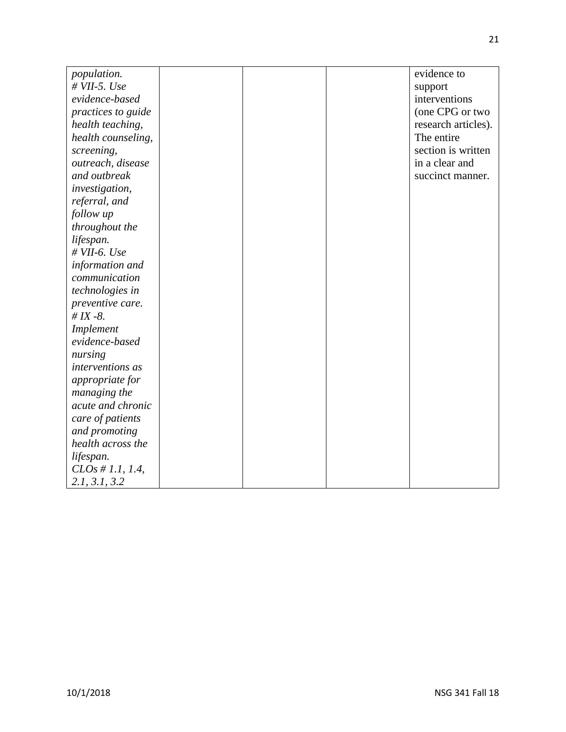| | | | | |
|---|---|---|---|---|
| *population.*<br>*# VII-5. Use evidence-based practices to guide health teaching, health counseling, screening, outreach, disease and outbreak investigation, referral, and follow up throughout the lifespan.*<br>*# VII-6. Use information and communication technologies in preventive care.*<br>*# IX -8. Implement evidence-based nursing interventions as appropriate for managing the acute and chronic care of patients and promoting health across the lifespan.*<br>*CLOs # 1.1, 1.4, 2.1, 3.1, 3.2* | | | | evidence to support interventions (one CPG or two research articles). The entire section is written in a clear and succinct manner. |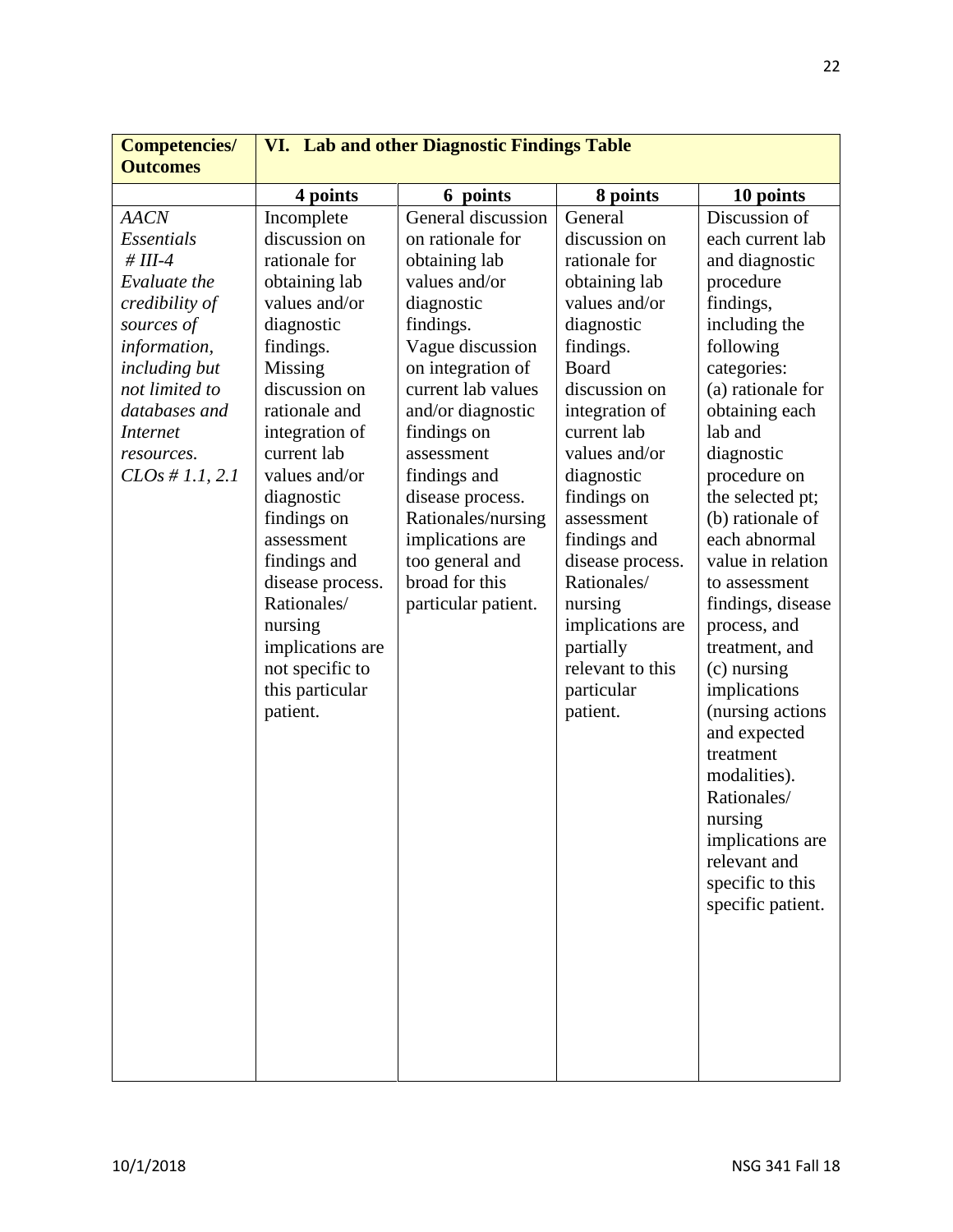| **Competencies/ Outcomes** | **VI. Lab and other Diagnostic Findings Table** | | | |
|---|---|---|---|---|
| | **4 points** | **6 points** | **8 points** | **10 points** |
| *AACN Essentials # III-4 Evaluate the credibility of sources of information, including but not limited to databases and Internet resources. CLOs # 1.1, 2.1* | Incomplete discussion on rationale for obtaining lab values and/or diagnostic findings. Missing discussion on rationale and integration of current lab values and/or diagnostic findings on assessment findings and disease process. Rationales/ nursing implications are not specific to this particular patient. | General discussion on rationale for obtaining lab values and/or diagnostic findings. Vague discussion on integration of current lab values and/or diagnostic findings on assessment findings and disease process. Rationales/nursing implications are too general and broad for this particular patient. | General discussion on rationale for obtaining lab values and/or diagnostic findings. Board discussion on integration of current lab values and/or diagnostic findings on assessment findings and disease process. Rationales/ nursing implications are partially relevant to this particular patient. | Discussion of each current lab and diagnostic procedure findings, including the following categories: (a) rationale for obtaining each lab and diagnostic procedure on the selected pt; (b) rationale of each abnormal value in relation to assessment findings, disease process, and treatment, and (c) nursing implications (nursing actions and expected treatment modalities). Rationales/ nursing implications are relevant and specific to this specific patient. |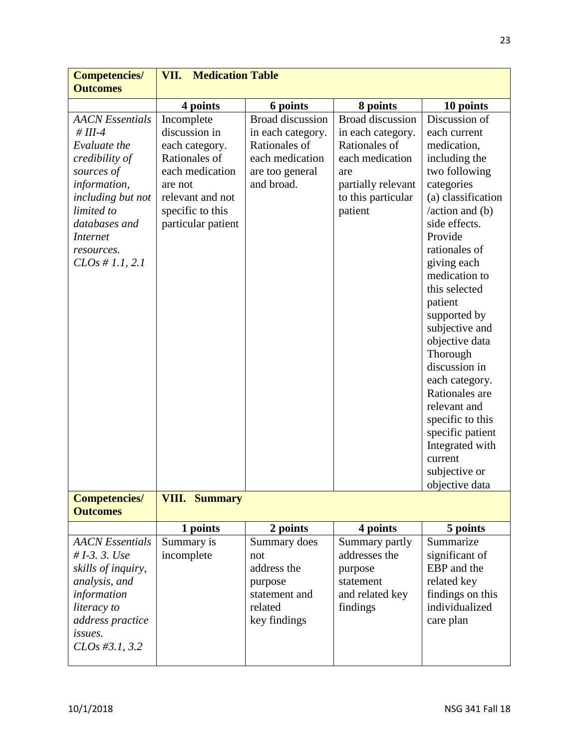| **Competencies/ Outcomes** | **VII. Medication Table** | | | |
|---|---|---|---|---|
| | **4 points** | **6 points** | **8 points** | **10 points** |
| *AACN Essentials # III-4 Evaluate the credibility of sources of information, including but not limited to databases and Internet resources. CLOs # 1.1, 2.1* | Incomplete discussion in each category. Rationales of each medication are not relevant and not specific to this particular patient | Broad discussion in each category. Rationales of each medication are too general and broad. | Broad discussion in each category. Rationales of each medication are partially relevant to this particular patient | Discussion of each current medication, including the two following categories (a) classification /action and (b) side effects. Provide rationales of giving each medication to this selected patient supported by subjective and objective data Thorough discussion in each category. Rationales are relevant and specific to this specific patient Integrated with current subjective or objective data |
| **Competencies/ Outcomes** | **VIII. Summary** | | | |
| | **1 points** | **2 points** | **4 points** | **5 points** |
| *AACN Essentials # I-3. 3. Use skills of inquiry, analysis, and information literacy to address practice issues. CLOs #3.1, 3.2* | Summary is incomplete | Summary does not address the purpose statement and related key findings | Summary partly addresses the purpose statement and related key findings | Summarize significant of EBP and the related key findings on this individualized care plan |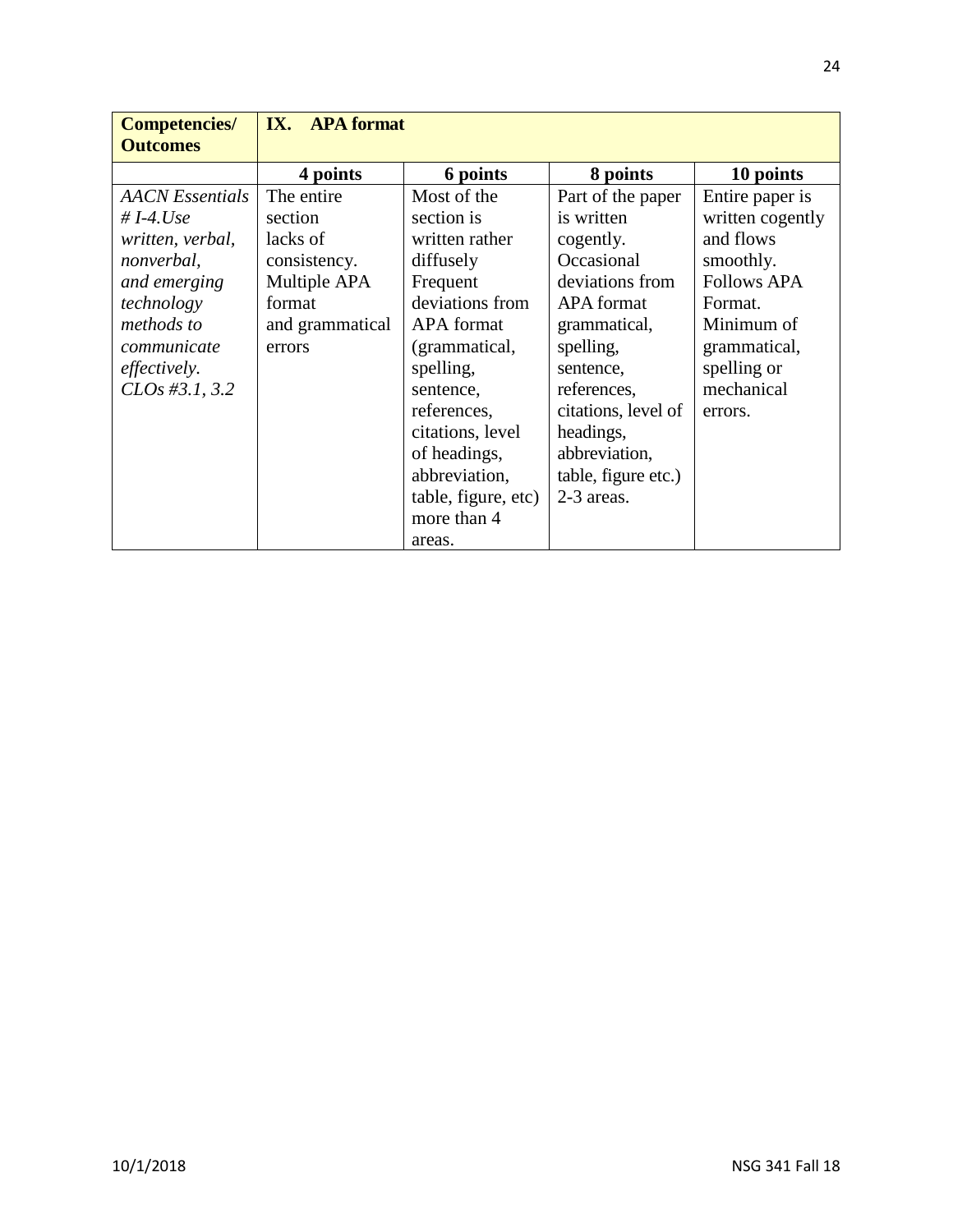| **Competencies/ Outcomes** | **IX. APA format** | | | |
|---|---|---|---|---|
| | **4 points** | **6 points** | **8 points** | **10 points** |
| *AACN Essentials # I-4.Use written, verbal, nonverbal, and emerging technology methods to communicate effectively. CLOs #3.1, 3.2* | The entire section lacks of consistency. Multiple APA format and grammatical errors | Most of the section is written rather diffusely Frequent deviations from APA format (grammatical, spelling, sentence, references, citations, level of headings, abbreviation, table, figure, etc) more than 4 areas. | Part of the paper is written cogently. Occasional deviations from APA format grammatical, spelling, sentence, references, citations, level of headings, abbreviation, table, figure etc.) 2-3 areas. | Entire paper is written cogently and flows smoothly. Follows APA Format. Minimum of grammatical, spelling or mechanical errors. |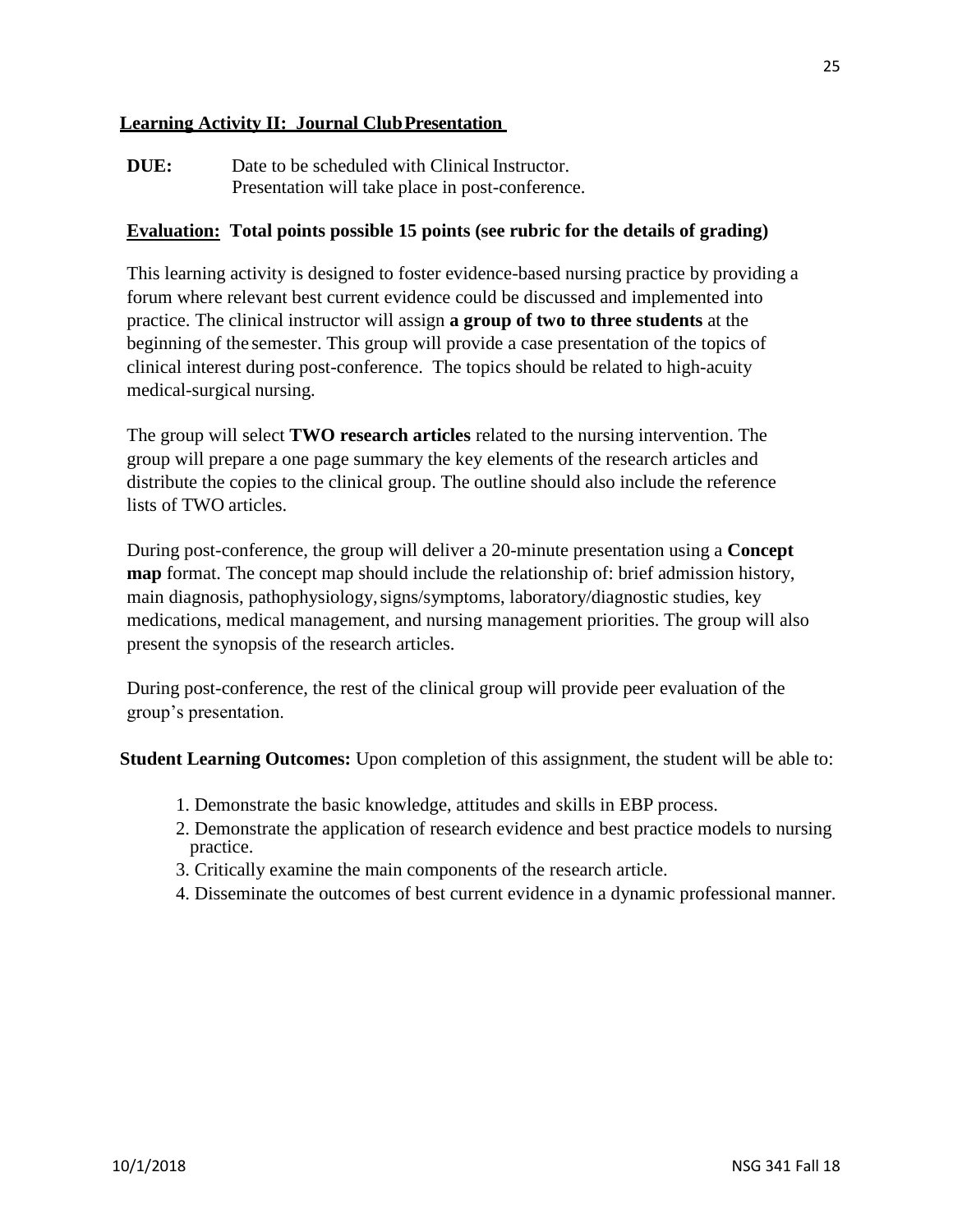## Learning Activity II: Journal Club Presentation

**DUE:** Date to be scheduled with Clinical Instructor.
Presentation will take place in post-conference.

**Evaluation: Total points possible 15 points (see rubric for the details of grading)**

This learning activity is designed to foster evidence-based nursing practice by providing a forum where relevant best current evidence could be discussed and implemented into practice. The clinical instructor will assign **a group of two to three students** at the beginning of the semester. This group will provide a case presentation of the topics of clinical interest during post-conference. The topics should be related to high-acuity medical-surgical nursing.

The group will select **TWO research articles** related to the nursing intervention. The group will prepare a one page summary the key elements of the research articles and distribute the copies to the clinical group. The outline should also include the reference lists of TWO articles.

During post-conference, the group will deliver a 20-minute presentation using a **Concept map** format. The concept map should include the relationship of: brief admission history, main diagnosis, pathophysiology, signs/symptoms, laboratory/diagnostic studies, key medications, medical management, and nursing management priorities. The group will also present the synopsis of the research articles.

During post-conference, the rest of the clinical group will provide peer evaluation of the group's presentation.

**Student Learning Outcomes:** Upon completion of this assignment, the student will be able to:

1. Demonstrate the basic knowledge, attitudes and skills in EBP process.
2. Demonstrate the application of research evidence and best practice models to nursing practice.
3. Critically examine the main components of the research article.
4. Disseminate the outcomes of best current evidence in a dynamic professional manner.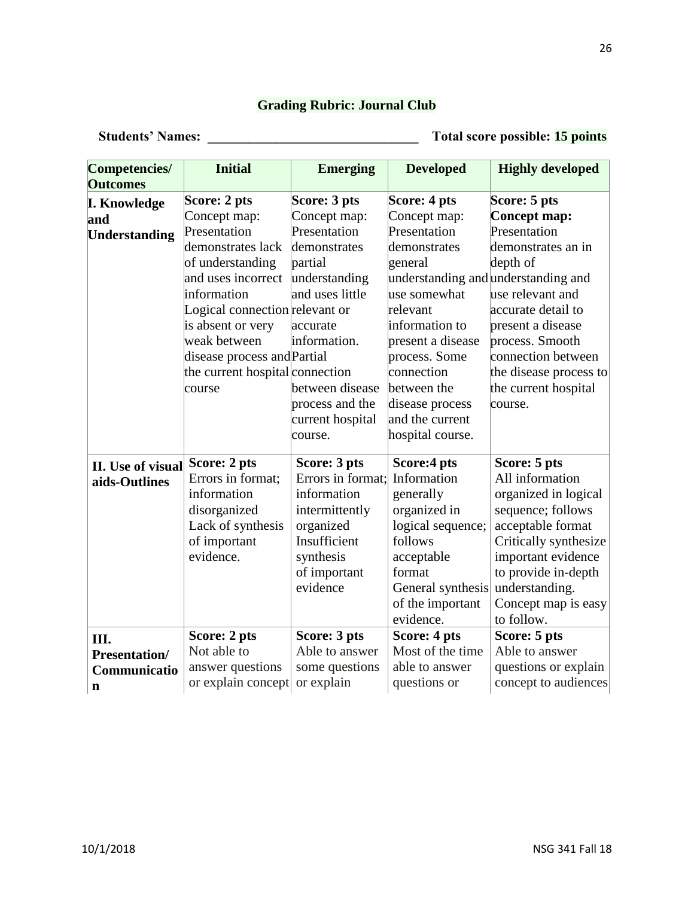## Grading Rubric: Journal Club

**Students' Names: _______________________________ Total score possible: 15 points**

| Competencies/ Outcomes | Initial | Emerging | Developed | Highly developed |
|---|---|---|---|---|
| **I. Knowledge and Understanding** | **Score: 2 pts** Concept map: Presentation demonstrates lack of understanding and uses incorrect information Logical connection is absent or very weak between disease process and the current hospital course | **Score: 3 pts** Concept map: Presentation demonstrates partial understanding and uses little relevant or accurate information. Partial connection between disease process and the current hospital course. | **Score: 4 pts** Concept map: Presentation demonstrates general understanding and use somewhat relevant information to present a disease process. Some connection between the disease process and the current hospital course. | **Score: 5 pts** **Concept map:** Presentation demonstrates an in depth of understanding and use relevant and accurate detail to present a disease process. Smooth connection between the disease process to the current hospital course. |
| **II. Use of visual aids-Outlines** | **Score: 2 pts** Errors in format; information disorganized Lack of synthesis of important evidence. | **Score: 3 pts** Errors in format; information intermittently organized Insufficient synthesis of important evidence | **Score:4 pts** Information generally organized in logical sequence; follows acceptable format General synthesis of the important evidence. | **Score: 5 pts** All information organized in logical sequence; follows acceptable format Critically synthesize important evidence to provide in-depth understanding. Concept map is easy to follow. |
| **III. Presentation/ Communication** | **Score: 2 pts** Not able to answer questions or explain concept | **Score: 3 pts** Able to answer some questions or explain | **Score: 4 pts** Most of the time able to answer questions or | **Score: 5 pts** Able to answer questions or explain concept to audiences |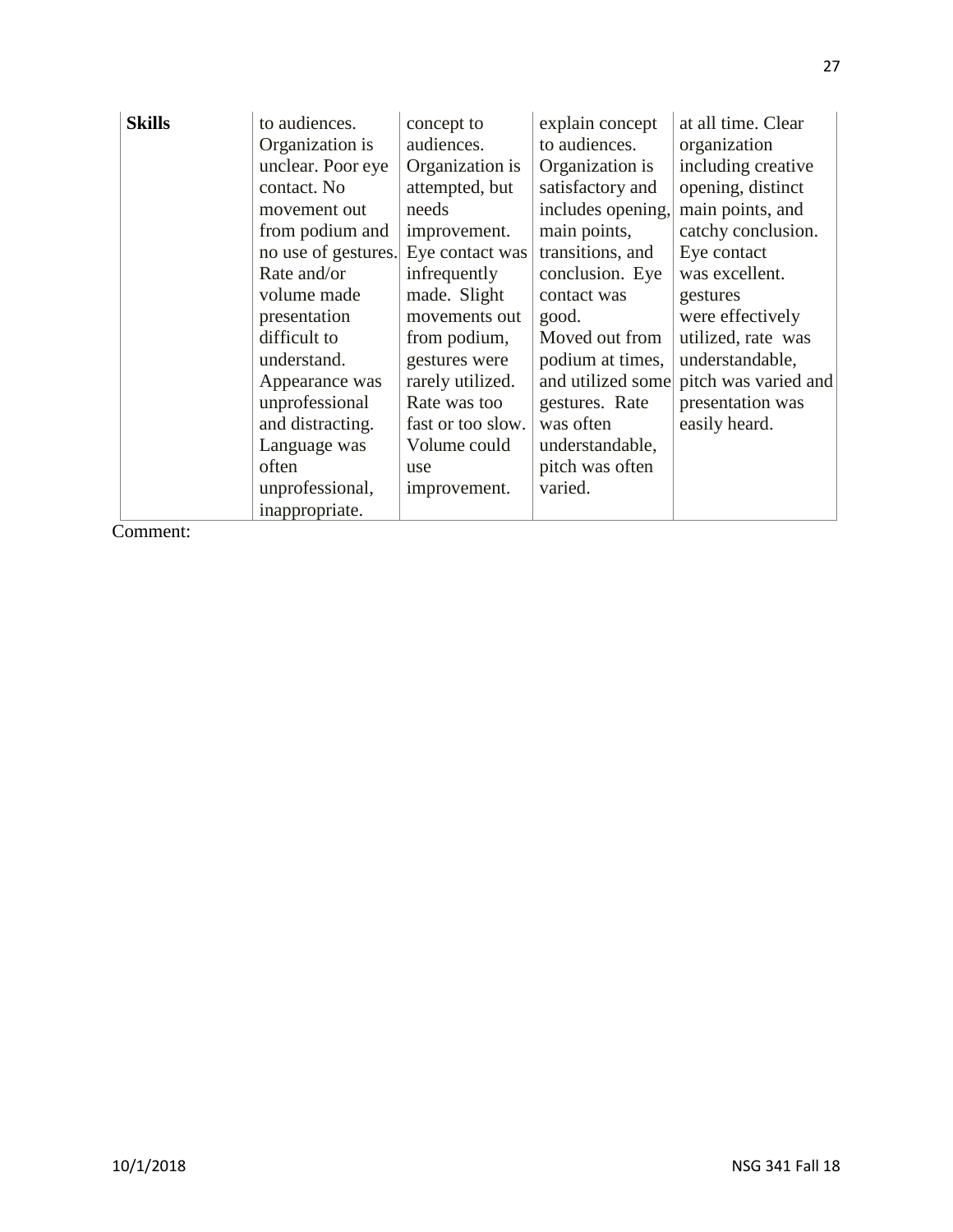| Skills | to audiences. Organization is unclear. Poor eye contact. No movement out from podium and no use of gestures. Rate and/or volume made presentation difficult to understand. Appearance was unprofessional and distracting. Language was often unprofessional, inappropriate. | concept to audiences. Organization is attempted, but needs improvement. Eye contact was infrequently made. Slight movements out from podium, gestures were rarely utilized. Rate was too fast or too slow. Volume could use improvement. | explain concept to audiences. Organization is satisfactory and includes opening, main points, transitions, and conclusion. Eye contact was good. Moved out from podium at times, and utilized some gestures. Rate was often understandable, pitch was often varied. | at all time. Clear organization including creative opening, distinct main points, and catchy conclusion. Eye contact was excellent. gestures were effectively utilized, rate was understandable, pitch was varied and presentation was easily heard. |
|---|---|---|---|---|

Comment: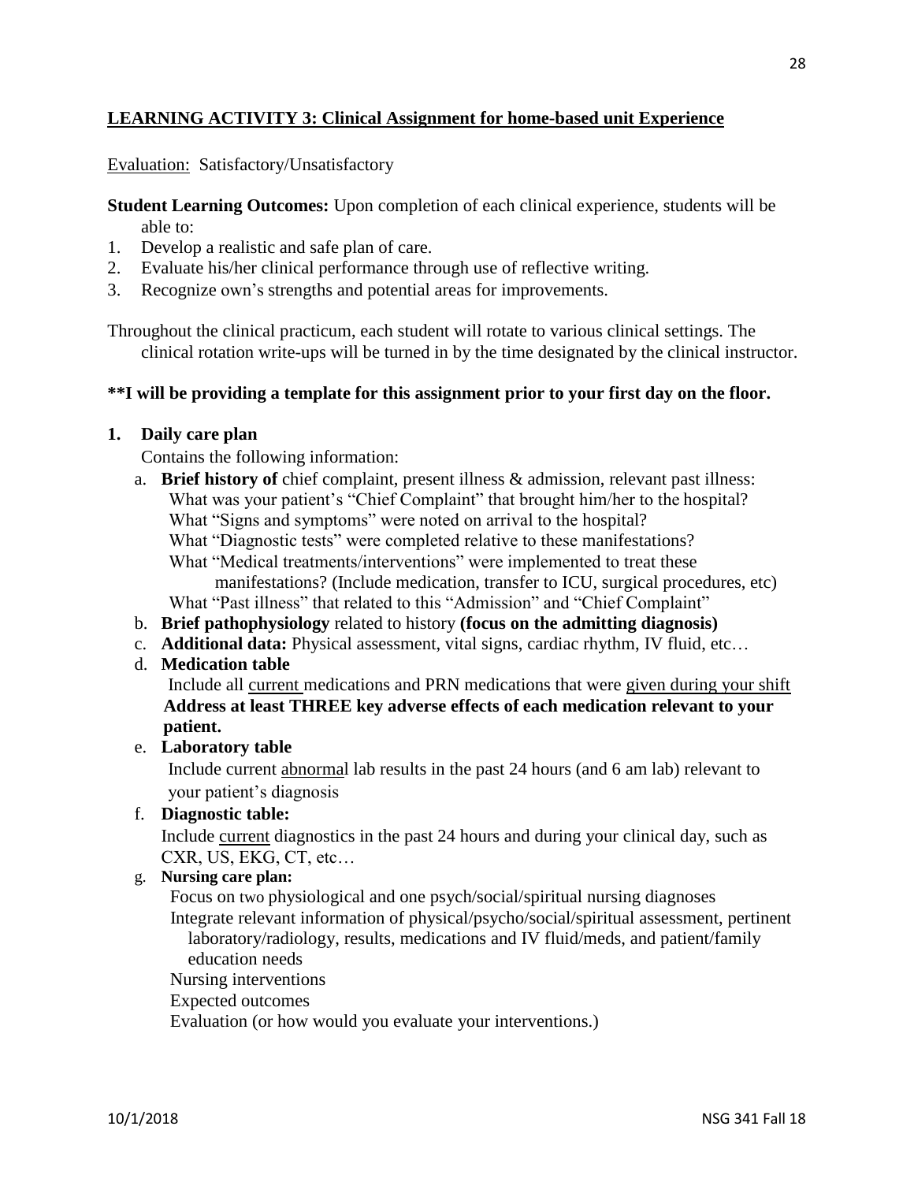## LEARNING ACTIVITY 3: Clinical Assignment for home-based unit Experience

Evaluation: Satisfactory/Unsatisfactory

**Student Learning Outcomes:** Upon completion of each clinical experience, students will be able to:

1. Develop a realistic and safe plan of care.
2. Evaluate his/her clinical performance through use of reflective writing.
3. Recognize own's strengths and potential areas for improvements.

Throughout the clinical practicum, each student will rotate to various clinical settings. The clinical rotation write-ups will be turned in by the time designated by the clinical instructor.

**\*\*I will be providing a template for this assignment prior to your first day on the floor.**

### 1. Daily care plan

Contains the following information:

a. **Brief history of** chief complaint, present illness & admission, relevant past illness:
   What was your patient's "Chief Complaint" that brought him/her to the hospital?
   What "Signs and symptoms" were noted on arrival to the hospital?
   What "Diagnostic tests" were completed relative to these manifestations?
   What "Medical treatments/interventions" were implemented to treat these manifestations? (Include medication, transfer to ICU, surgical procedures, etc)
   What "Past illness" that related to this "Admission" and "Chief Complaint"

b. **Brief pathophysiology** related to history **(focus on the admitting diagnosis)**

c. **Additional data:** Physical assessment, vital signs, cardiac rhythm, IV fluid, etc…

d. **Medication table**
   Include all current medications and PRN medications that were given during your shift
   **Address at least THREE key adverse effects of each medication relevant to your patient.**

e. **Laboratory table**
   Include current abnormal lab results in the past 24 hours (and 6 am lab) relevant to your patient's diagnosis

f. **Diagnostic table:**
   Include current diagnostics in the past 24 hours and during your clinical day, such as CXR, US, EKG, CT, etc…

g. **Nursing care plan:**
   Focus on two physiological and one psych/social/spiritual nursing diagnoses
   Integrate relevant information of physical/psycho/social/spiritual assessment, pertinent laboratory/radiology, results, medications and IV fluid/meds, and patient/family education needs
   Nursing interventions
   Expected outcomes
   Evaluation (or how would you evaluate your interventions.)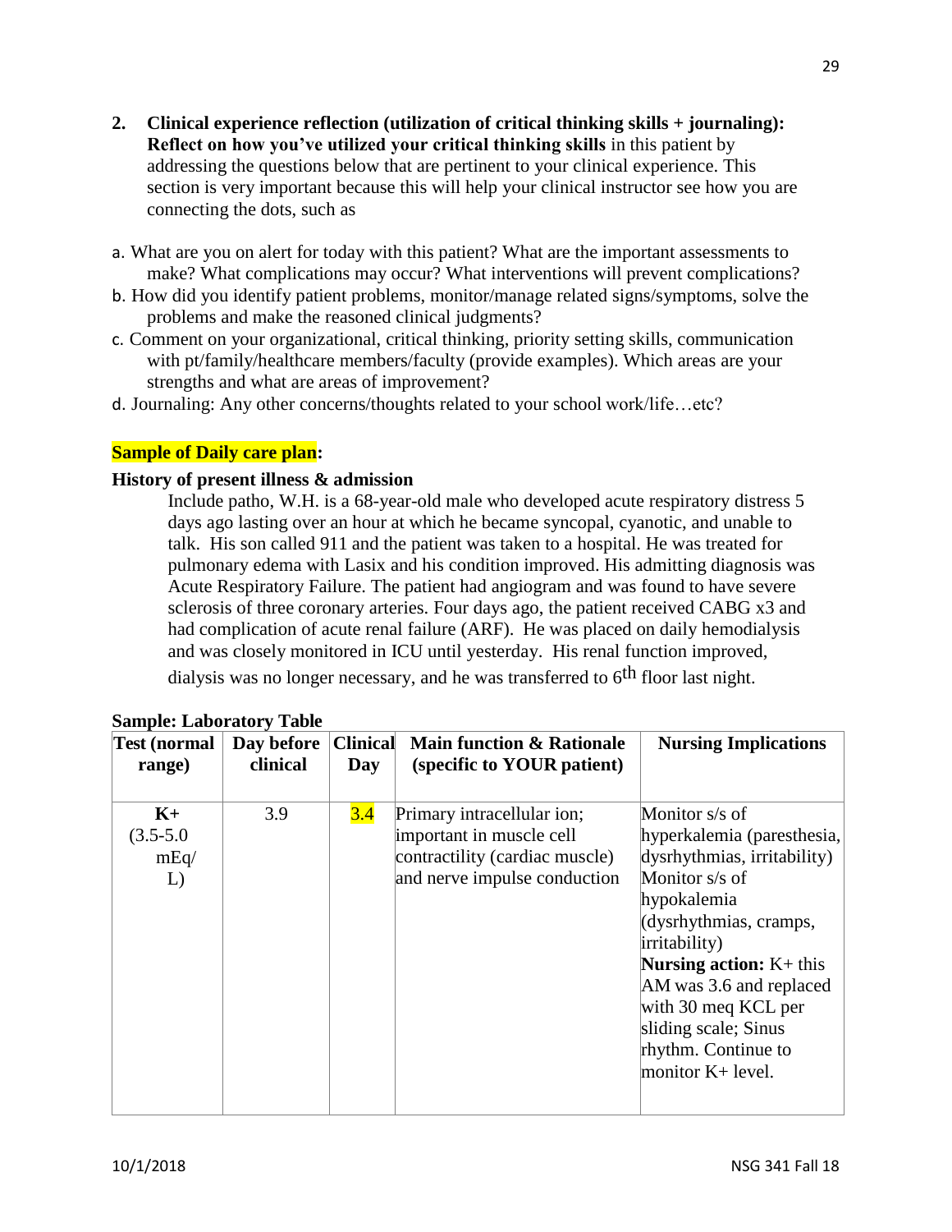2. **Clinical experience reflection (utilization of critical thinking skills + journaling): Reflect on how you've utilized your critical thinking skills** in this patient by addressing the questions below that are pertinent to your clinical experience. This section is very important because this will help your clinical instructor see how you are connecting the dots, such as

a. What are you on alert for today with this patient? What are the important assessments to make? What complications may occur? What interventions will prevent complications?

b. How did you identify patient problems, monitor/manage related signs/symptoms, solve the problems and make the reasoned clinical judgments?

c. Comment on your organizational, critical thinking, priority setting skills, communication with pt/family/healthcare members/faculty (provide examples). Which areas are your strengths and what are areas of improvement?

d. Journaling: Any other concerns/thoughts related to your school work/life…etc?

**Sample of Daily care plan:**

**History of present illness & admission**

Include patho, W.H. is a 68-year-old male who developed acute respiratory distress 5 days ago lasting over an hour at which he became syncopal, cyanotic, and unable to talk. His son called 911 and the patient was taken to a hospital. He was treated for pulmonary edema with Lasix and his condition improved. His admitting diagnosis was Acute Respiratory Failure. The patient had angiogram and was found to have severe sclerosis of three coronary arteries. Four days ago, the patient received CABG x3 and had complication of acute renal failure (ARF). He was placed on daily hemodialysis and was closely monitored in ICU until yesterday. His renal function improved, dialysis was no longer necessary, and he was transferred to 6th floor last night.

**Sample: Laboratory Table**

| Test (normal range) | Day before clinical | Clinical Day | Main function & Rationale (specific to YOUR patient) | Nursing Implications |
|---|---|---|---|---|
| **K+** (3.5-5.0 mEq/L) | 3.9 | 3.4 | Primary intracellular ion; important in muscle cell contractility (cardiac muscle) and nerve impulse conduction | Monitor s/s of hyperkalemia (paresthesia, dysrhythmias, irritability) Monitor s/s of hypokalemia (dysrhythmias, cramps, irritability) **Nursing action:** K+ this AM was 3.6 and replaced with 30 meq KCL per sliding scale; Sinus rhythm. Continue to monitor K+ level. |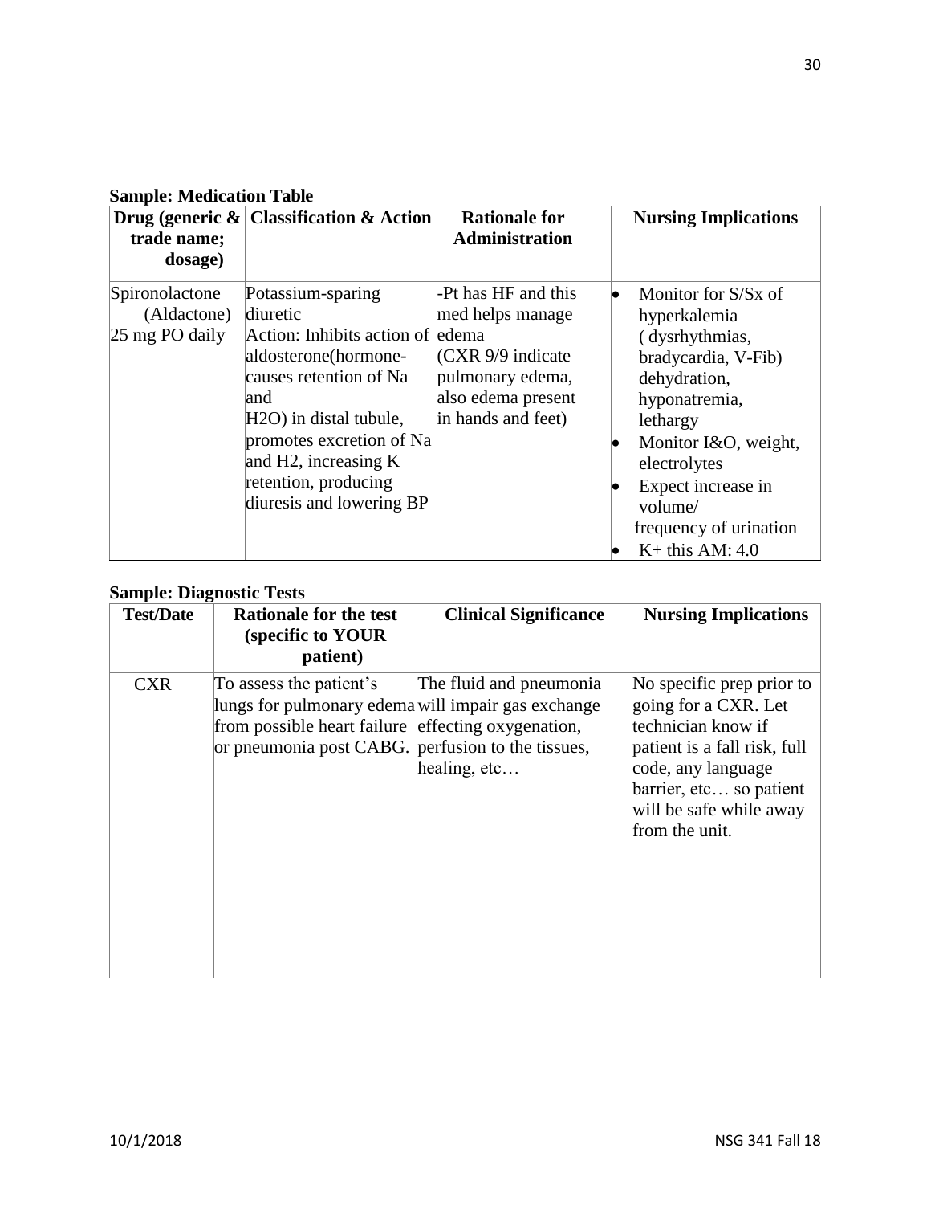**Sample: Medication Table**

| Drug (generic & trade name; dosage) | Classification & Action | Rationale for Administration | Nursing Implications |
|---|---|---|---|
| Spironolactone (Aldactone) 25 mg PO daily | Potassium-sparing diuretic Action: Inhibits action of aldosterone(hormone-causes retention of Na and $H_2O$) in distal tubule, promotes excretion of Na and H2, increasing K retention, producing diuresis and lowering BP | -Pt has HF and this med helps manage edema (CXR 9/9 indicate pulmonary edema, also edema present in hands and feet) | • Monitor for S/Sx of hyperkalemia ( dysrhythmias, bradycardia, V-Fib) dehydration, hyponatremia, lethargy<br>• Monitor I&O, weight, electrolytes<br>• Expect increase in volume/ frequency of urination<br>• $K^+$ this AM: 4.0 |

**Sample: Diagnostic Tests**

| Test/Date | Rationale for the test (specific to YOUR patient) | Clinical Significance | Nursing Implications |
|---|---|---|---|
| CXR | To assess the patient's lungs for pulmonary edema from possible heart failure or pneumonia post CABG. | The fluid and pneumonia will impair gas exchange effecting oxygenation, perfusion to the tissues, healing, etc… | No specific prep prior to going for a CXR. Let technician know if patient is a fall risk, full code, any language barrier, etc… so patient will be safe while away from the unit. |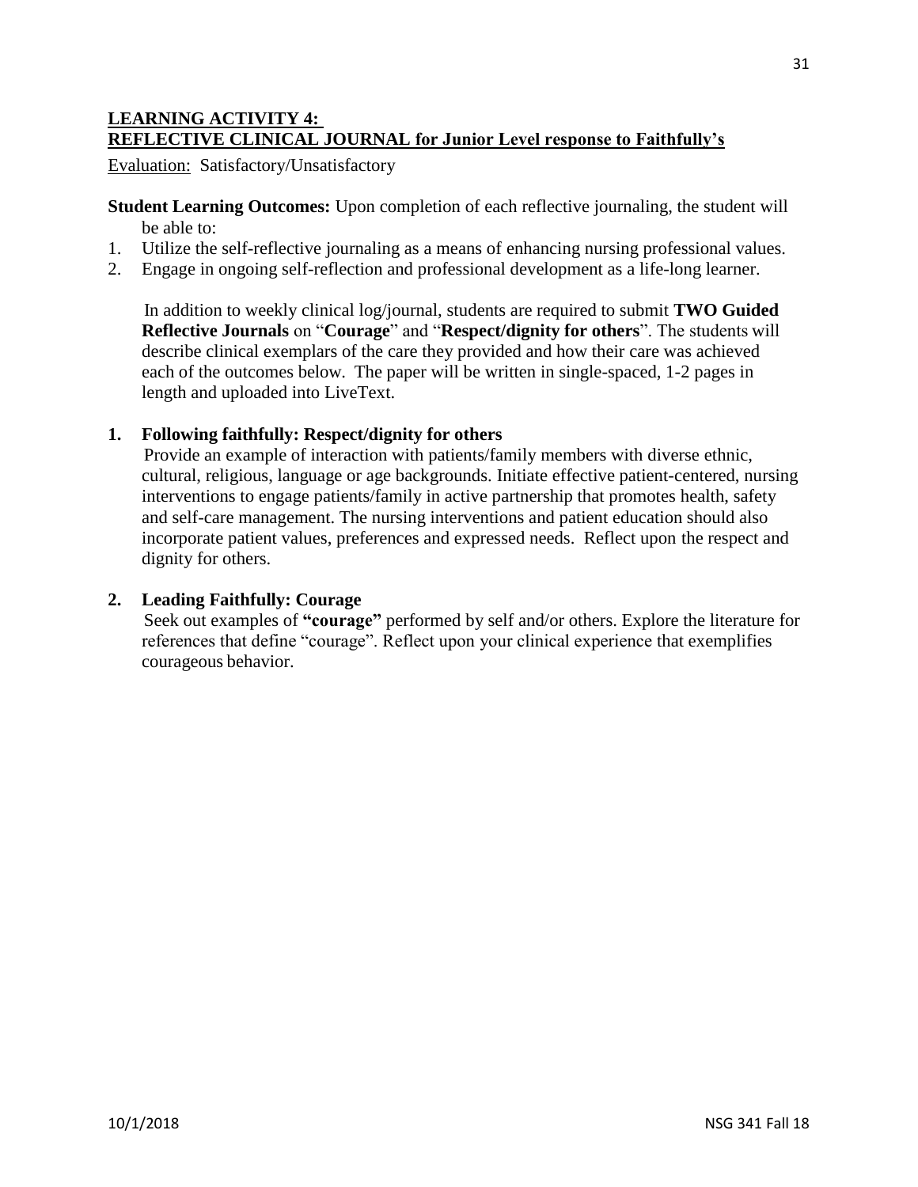## LEARNING ACTIVITY 4:
## REFLECTIVE CLINICAL JOURNAL for Junior Level response to Faithfully's

Evaluation: Satisfactory/Unsatisfactory

**Student Learning Outcomes:** Upon completion of each reflective journaling, the student will be able to:

1. Utilize the self-reflective journaling as a means of enhancing nursing professional values.
2. Engage in ongoing self-reflection and professional development as a life-long learner.

In addition to weekly clinical log/journal, students are required to submit **TWO Guided Reflective Journals** on "**Courage**" and "**Respect/dignity for others**". The students will describe clinical exemplars of the care they provided and how their care was achieved each of the outcomes below. The paper will be written in single-spaced, 1-2 pages in length and uploaded into LiveText.

**1. Following faithfully: Respect/dignity for others**

Provide an example of interaction with patients/family members with diverse ethnic, cultural, religious, language or age backgrounds. Initiate effective patient-centered, nursing interventions to engage patients/family in active partnership that promotes health, safety and self-care management. The nursing interventions and patient education should also incorporate patient values, preferences and expressed needs. Reflect upon the respect and dignity for others.

**2. Leading Faithfully: Courage**

Seek out examples of **"courage"** performed by self and/or others. Explore the literature for references that define "courage". Reflect upon your clinical experience that exemplifies courageous behavior.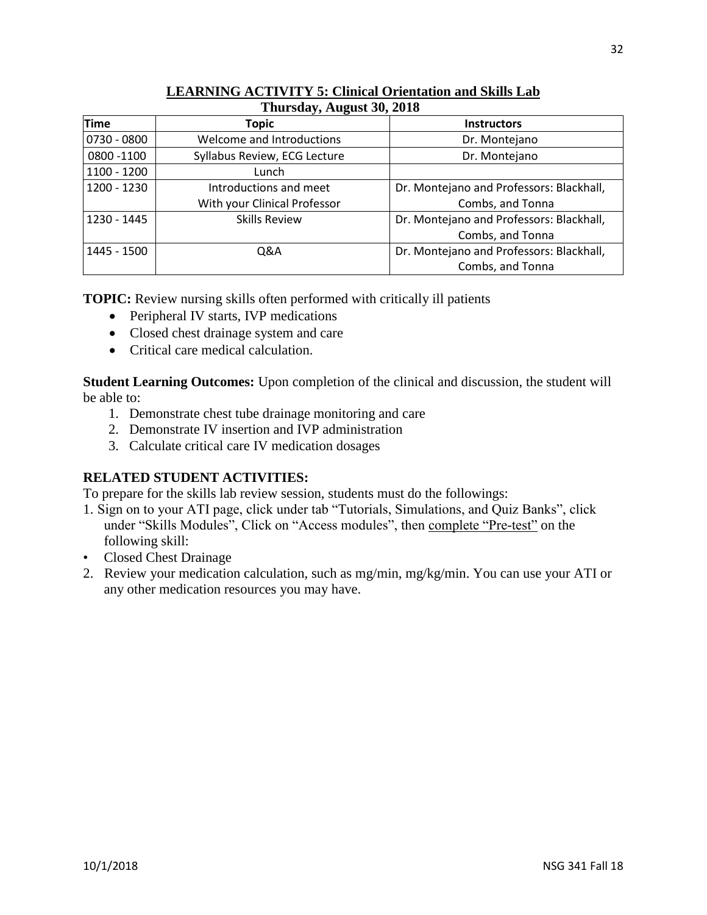## LEARNING ACTIVITY 5: Clinical Orientation and Skills Lab

### Thursday, August 30, 2018

| Time | Topic | Instructors |
|---|---|---|
| 0730 - 0800 | Welcome and Introductions | Dr. Montejano |
| 0800 -1100 | Syllabus Review, ECG Lecture | Dr. Montejano |
| 1100 - 1200 | Lunch | |
| 1200 - 1230 | Introductions and meet With your Clinical Professor | Dr. Montejano and Professors: Blackhall, Combs, and Tonna |
| 1230 - 1445 | Skills Review | Dr. Montejano and Professors: Blackhall, Combs, and Tonna |
| 1445 - 1500 | Q&A | Dr. Montejano and Professors: Blackhall, Combs, and Tonna |

**TOPIC:** Review nursing skills often performed with critically ill patients

- Peripheral IV starts, IVP medications
- Closed chest drainage system and care
- Critical care medical calculation.

**Student Learning Outcomes:** Upon completion of the clinical and discussion, the student will be able to:

1. Demonstrate chest tube drainage monitoring and care
2. Demonstrate IV insertion and IVP administration
3. Calculate critical care IV medication dosages

**RELATED STUDENT ACTIVITIES:**

To prepare for the skills lab review session, students must do the followings:

1. Sign on to your ATI page, click under tab "Tutorials, Simulations, and Quiz Banks", click under "Skills Modules", Click on "Access modules", then complete "Pre-test" on the following skill:

- Closed Chest Drainage

2. Review your medication calculation, such as mg/min, mg/kg/min. You can use your ATI or any other medication resources you may have.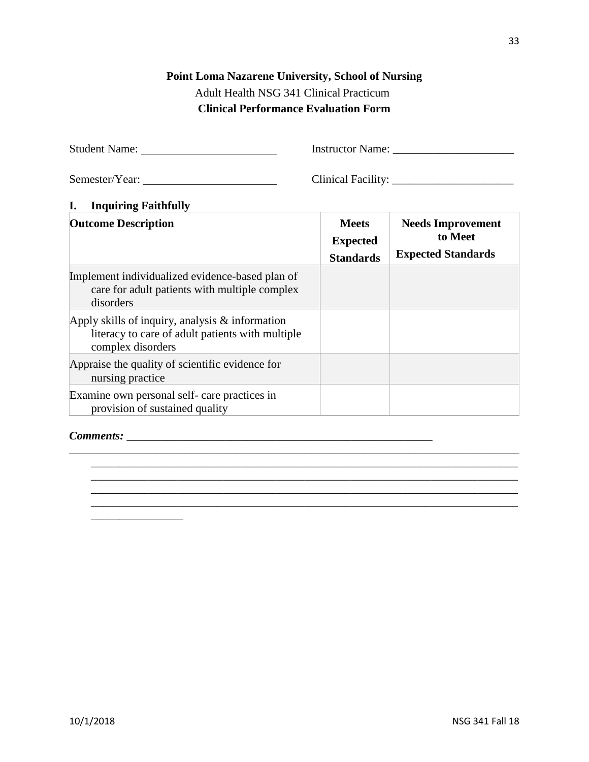**Point Loma Nazarene University, School of Nursing**

Adult Health NSG 341 Clinical Practicum

**Clinical Performance Evaluation Form**

Student Name: ________________________ Instructor Name: _____________________

Semester/Year: ________________________ Clinical Facility: _____________________

## I. Inquiring Faithfully

| Outcome Description | Meets Expected Standards | Needs Improvement to Meet Expected Standards |
|---|---|---|
| Implement individualized evidence-based plan of care for adult patients with multiple complex disorders | | |
| Apply skills of inquiry, analysis & information literacy to care of adult patients with multiple complex disorders | | |
| Appraise the quality of scientific evidence for nursing practice | | |
| Examine own personal self- care practices in provision of sustained quality | | |

***Comments:*** _______________________________________________________
_____________________________________________________________________________
_____________________________________________________________________________
_____________________________________________________________________________
_____________________________________________________________________________
_____________________________________________________________________________
________________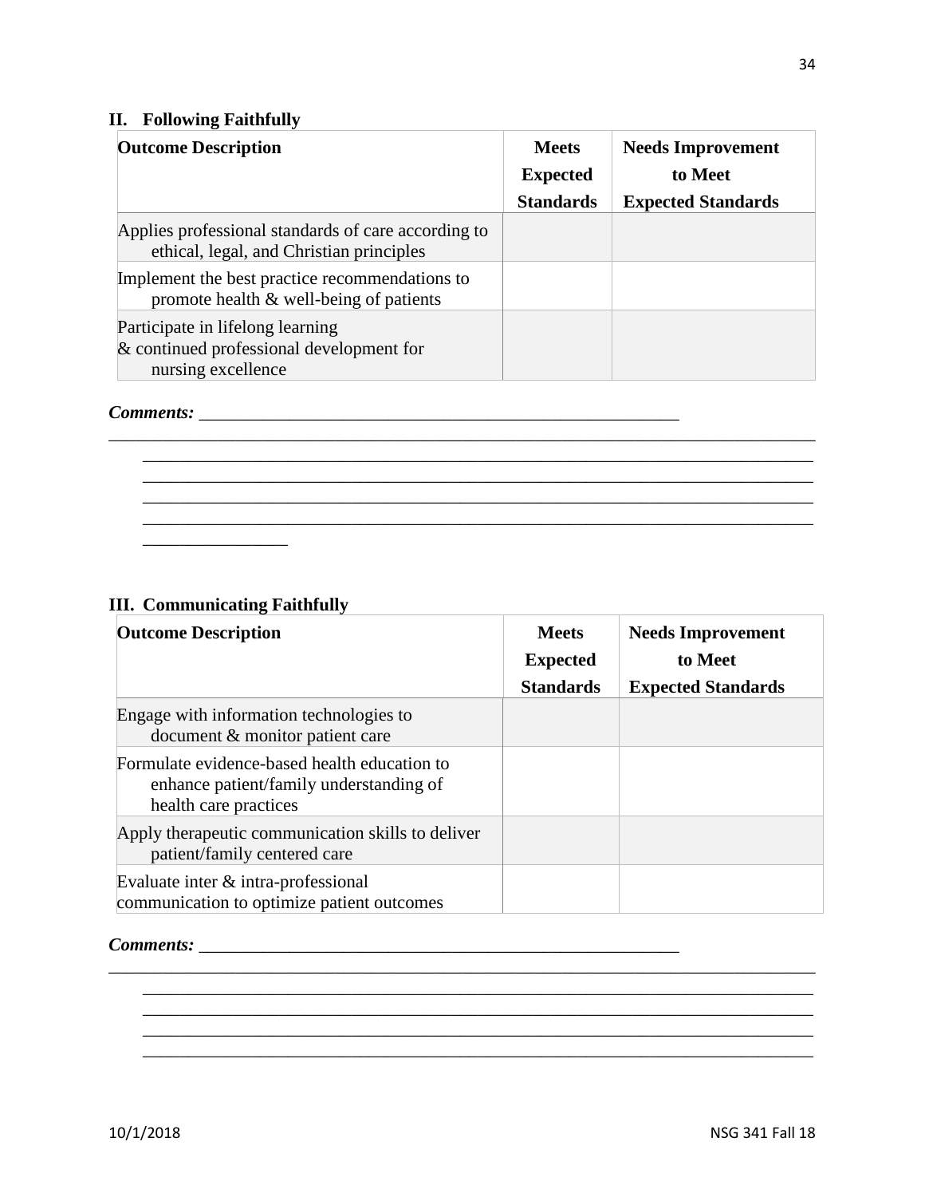## II. Following Faithfully

| Outcome Description | Meets Expected Standards | Needs Improvement to Meet Expected Standards |
|---|---|---|
| Applies professional standards of care according to ethical, legal, and Christian principles | | |
| Implement the best practice recommendations to promote health & well-being of patients | | |
| Participate in lifelong learning & continued professional development for nursing excellence | | |

***Comments:*** ______________________________________________________________
______________________________________________________________________________
______________________________________________________________________________
______________________________________________________________________________
______________________________________________________________________________
______________________________________________________________________________
________________

## III. Communicating Faithfully

| Outcome Description | Meets Expected Standards | Needs Improvement to Meet Expected Standards |
|---|---|---|
| Engage with information technologies to document & monitor patient care | | |
| Formulate evidence-based health education to enhance patient/family understanding of health care practices | | |
| Apply therapeutic communication skills to deliver patient/family centered care | | |
| Evaluate inter & intra-professional communication to optimize patient outcomes | | |

***Comments:*** ______________________________________________________________
______________________________________________________________________________
______________________________________________________________________________
______________________________________________________________________________
______________________________________________________________________________
______________________________________________________________________________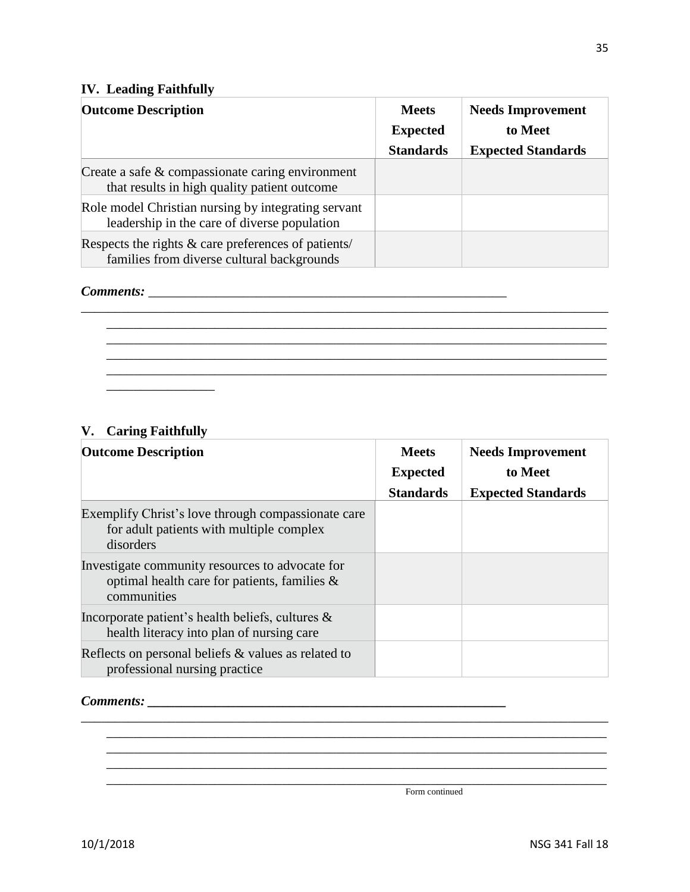### IV. Leading Faithfully

| Outcome Description | Meets Expected Standards | Needs Improvement to Meet Expected Standards |
|---|---|---|
| Create a safe & compassionate caring environment that results in high quality patient outcome | | |
| Role model Christian nursing by integrating servant leadership in the care of diverse population | | |
| Respects the rights & care preferences of patients/ families from diverse cultural backgrounds | | |

***Comments:*** ______________________________________________________
________________________________________________________________________________
________________________________________________________________________________
________________________________________________________________________________
________________________________________________________________________________
________________________________________________________________________________
________________

### V. Caring Faithfully

| Outcome Description | Meets Expected Standards | Needs Improvement to Meet Expected Standards |
|---|---|---|
| Exemplify Christ's love through compassionate care for adult patients with multiple complex disorders | | |
| Investigate community resources to advocate for optimal health care for patients, families & communities | | |
| Incorporate patient's health beliefs, cultures & health literacy into plan of nursing care | | |
| Reflects on personal beliefs & values as related to professional nursing practice | | |

***Comments:*** ______________________________________________________
________________________________________________________________________________
________________________________________________________________________________
________________________________________________________________________________
________________________________________________________________________________
________________________________________________________________________________

Form continued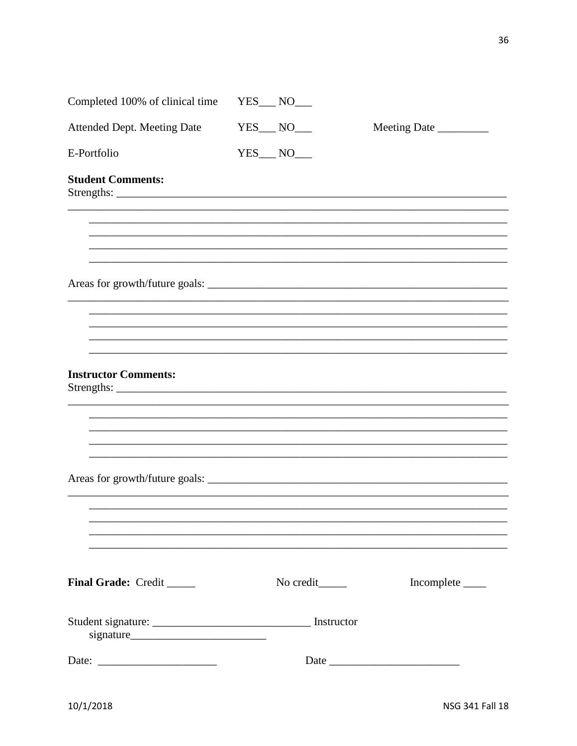Completed 100% of clinical time YES___ NO___

Attended Dept. Meeting Date YES___ NO___ Meeting Date _________

E-Portfolio YES___ NO___

**Student Comments:**

Strengths: ___________________________________________________________________________
______________________________________________________________________________
______________________________________________________________________________
______________________________________________________________________________
______________________________________________________________________________
______________________________________________________________________________

Areas for growth/future goals: _______________________________________________________
______________________________________________________________________________
______________________________________________________________________________
______________________________________________________________________________
______________________________________________________________________________
______________________________________________________________________________

**Instructor Comments:**

Strengths: ___________________________________________________________________________
______________________________________________________________________________
______________________________________________________________________________
______________________________________________________________________________
______________________________________________________________________________
______________________________________________________________________________

Areas for growth/future goals: _______________________________________________________
______________________________________________________________________________
______________________________________________________________________________
______________________________________________________________________________
______________________________________________________________________________
______________________________________________________________________________

**Final Grade:** Credit _____ No credit_____ Incomplete ____

Student signature: ____________________________ Instructor signature________________________

Date: _____________________ Date _______________________